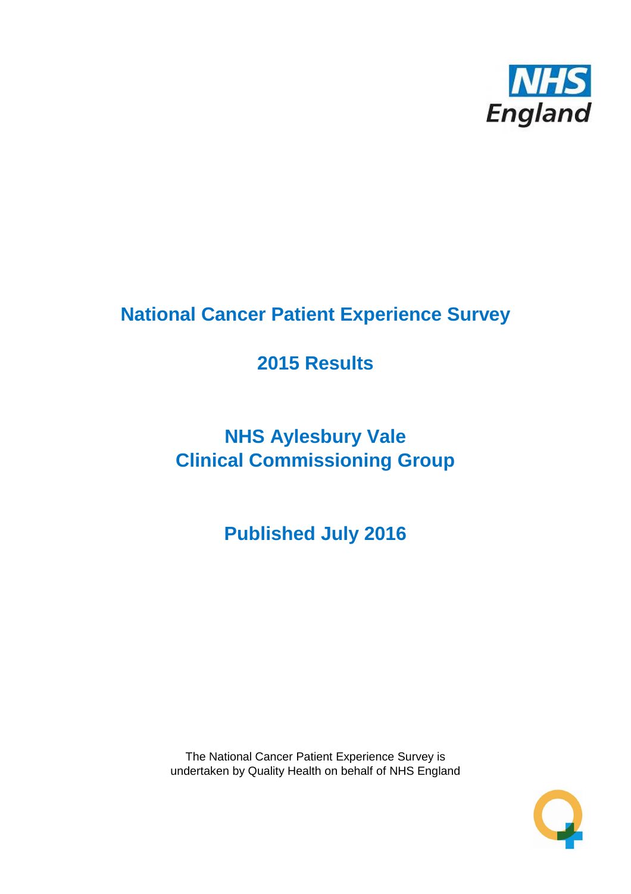NHS England

# National Cancer Patient Experience Survey

## 2015 Results

## NHS Aylesbury Vale Clinical Commissioning Group

## Published July 2016

The National Cancer Patient Experience Survey is undertaken by Quality Health on behalf of NHS England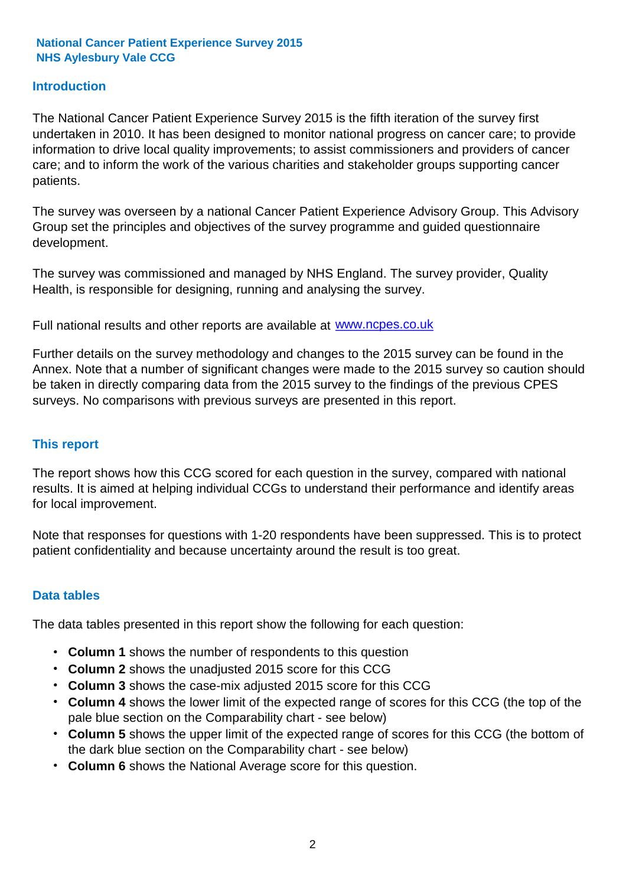**National Cancer Patient Experience Survey 2015**
**NHS Aylesbury Vale CCG**

## Introduction

The National Cancer Patient Experience Survey 2015 is the fifth iteration of the survey first undertaken in 2010. It has been designed to monitor national progress on cancer care; to provide information to drive local quality improvements; to assist commissioners and providers of cancer care; and to inform the work of the various charities and stakeholder groups supporting cancer patients.

The survey was overseen by a national Cancer Patient Experience Advisory Group. This Advisory Group set the principles and objectives of the survey programme and guided questionnaire development.

The survey was commissioned and managed by NHS England. The survey provider, Quality Health, is responsible for designing, running and analysing the survey.

Full national results and other reports are available at [www.ncpes.co.uk](http://www.ncpes.co.uk)

Further details on the survey methodology and changes to the 2015 survey can be found in the Annex. Note that a number of significant changes were made to the 2015 survey so caution should be taken in directly comparing data from the 2015 survey to the findings of the previous CPES surveys. No comparisons with previous surveys are presented in this report.

## This report

The report shows how this CCG scored for each question in the survey, compared with national results. It is aimed at helping individual CCGs to understand their performance and identify areas for local improvement.

Note that responses for questions with 1-20 respondents have been suppressed. This is to protect patient confidentiality and because uncertainty around the result is too great.

## Data tables

The data tables presented in this report show the following for each question:

- **Column 1** shows the number of respondents to this question
- **Column 2** shows the unadjusted 2015 score for this CCG
- **Column 3** shows the case-mix adjusted 2015 score for this CCG
- **Column 4** shows the lower limit of the expected range of scores for this CCG (the top of the pale blue section on the Comparability chart - see below)
- **Column 5** shows the upper limit of the expected range of scores for this CCG (the bottom of the dark blue section on the Comparability chart - see below)
- **Column 6** shows the National Average score for this question.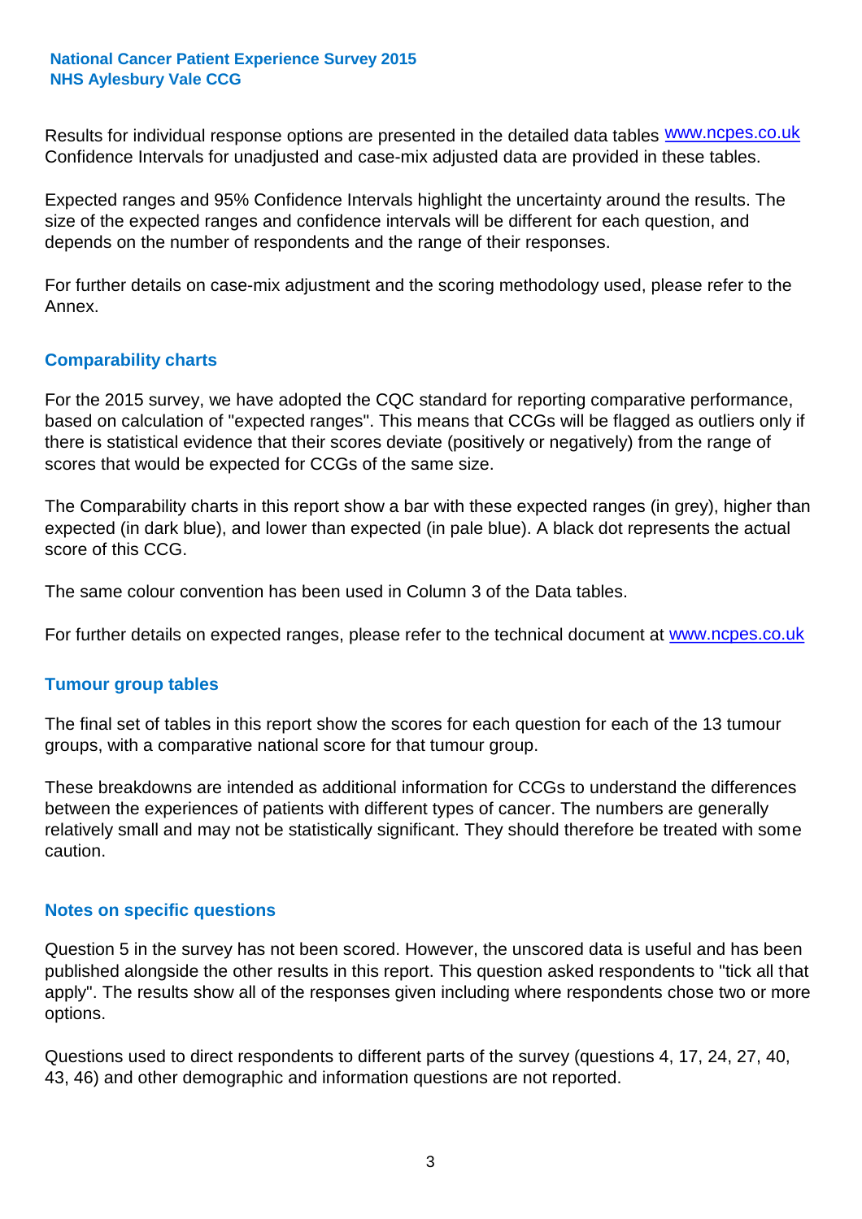Results for individual response options are presented in the detailed data tables www.ncpes.co.uk Confidence Intervals for unadjusted and case-mix adjusted data are provided in these tables.

Expected ranges and 95% Confidence Intervals highlight the uncertainty around the results. The size of the expected ranges and confidence intervals will be different for each question, and depends on the number of respondents and the range of their responses.

For further details on case-mix adjustment and the scoring methodology used, please refer to the Annex.

## Comparability charts

For the 2015 survey, we have adopted the CQC standard for reporting comparative performance, based on calculation of "expected ranges". This means that CCGs will be flagged as outliers only if there is statistical evidence that their scores deviate (positively or negatively) from the range of scores that would be expected for CCGs of the same size.

The Comparability charts in this report show a bar with these expected ranges (in grey), higher than expected (in dark blue), and lower than expected (in pale blue). A black dot represents the actual score of this CCG.

The same colour convention has been used in Column 3 of the Data tables.

For further details on expected ranges, please refer to the technical document at www.ncpes.co.uk

## Tumour group tables

The final set of tables in this report show the scores for each question for each of the 13 tumour groups, with a comparative national score for that tumour group.

These breakdowns are intended as additional information for CCGs to understand the differences between the experiences of patients with different types of cancer. The numbers are generally relatively small and may not be statistically significant. They should therefore be treated with some caution.

## Notes on specific questions

Question 5 in the survey has not been scored. However, the unscored data is useful and has been published alongside the other results in this report. This question asked respondents to "tick all that apply". The results show all of the responses given including where respondents chose two or more options.

Questions used to direct respondents to different parts of the survey (questions 4, 17, 24, 27, 40, 43, 46) and other demographic and information questions are not reported.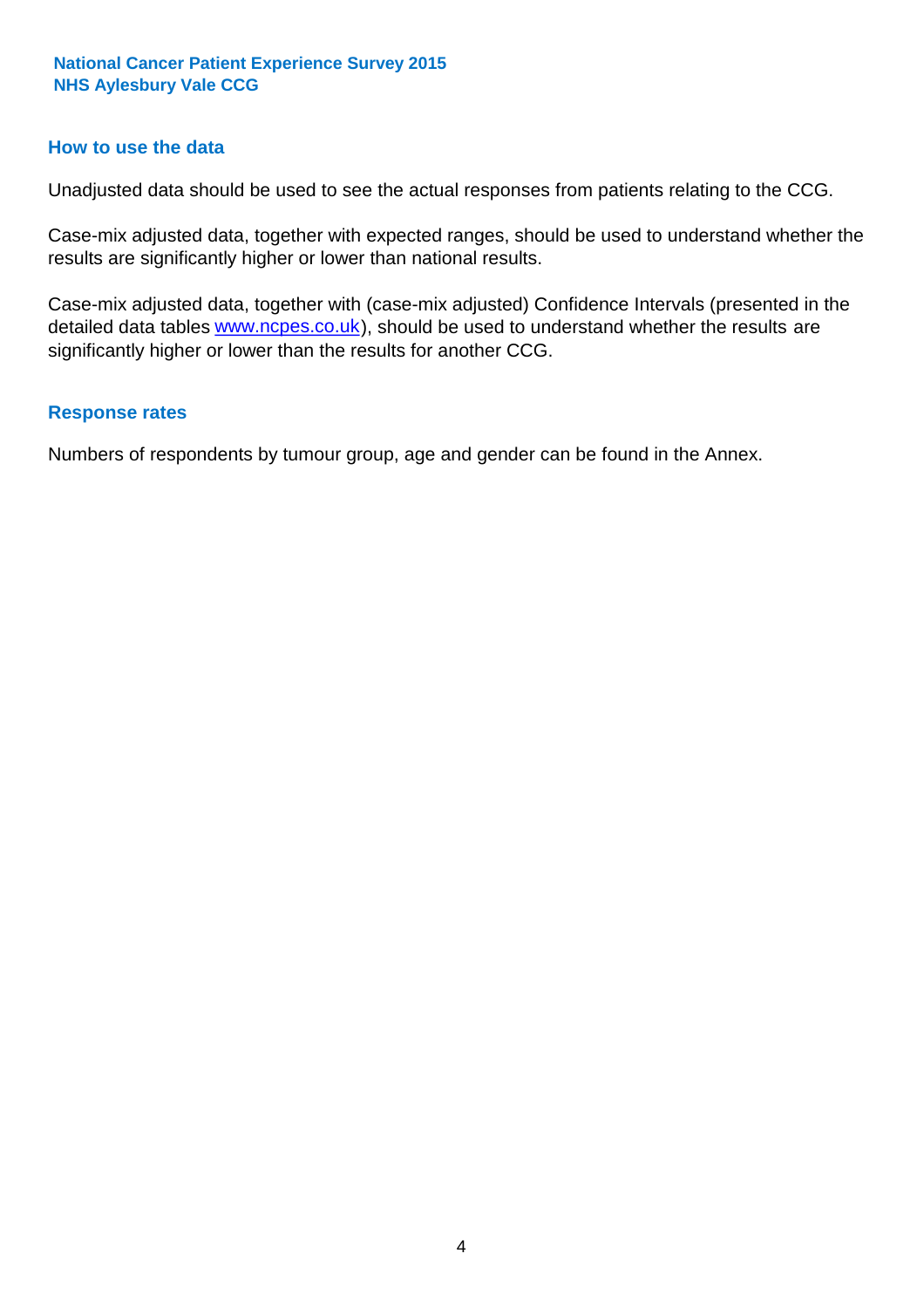## How to use the data

Unadjusted data should be used to see the actual responses from patients relating to the CCG.

Case-mix adjusted data, together with expected ranges, should be used to understand whether the results are significantly higher or lower than national results.

Case-mix adjusted data, together with (case-mix adjusted) Confidence Intervals (presented in the detailed data tables www.ncpes.co.uk), should be used to understand whether the results are significantly higher or lower than the results for another CCG.

## Response rates

Numbers of respondents by tumour group, age and gender can be found in the Annex.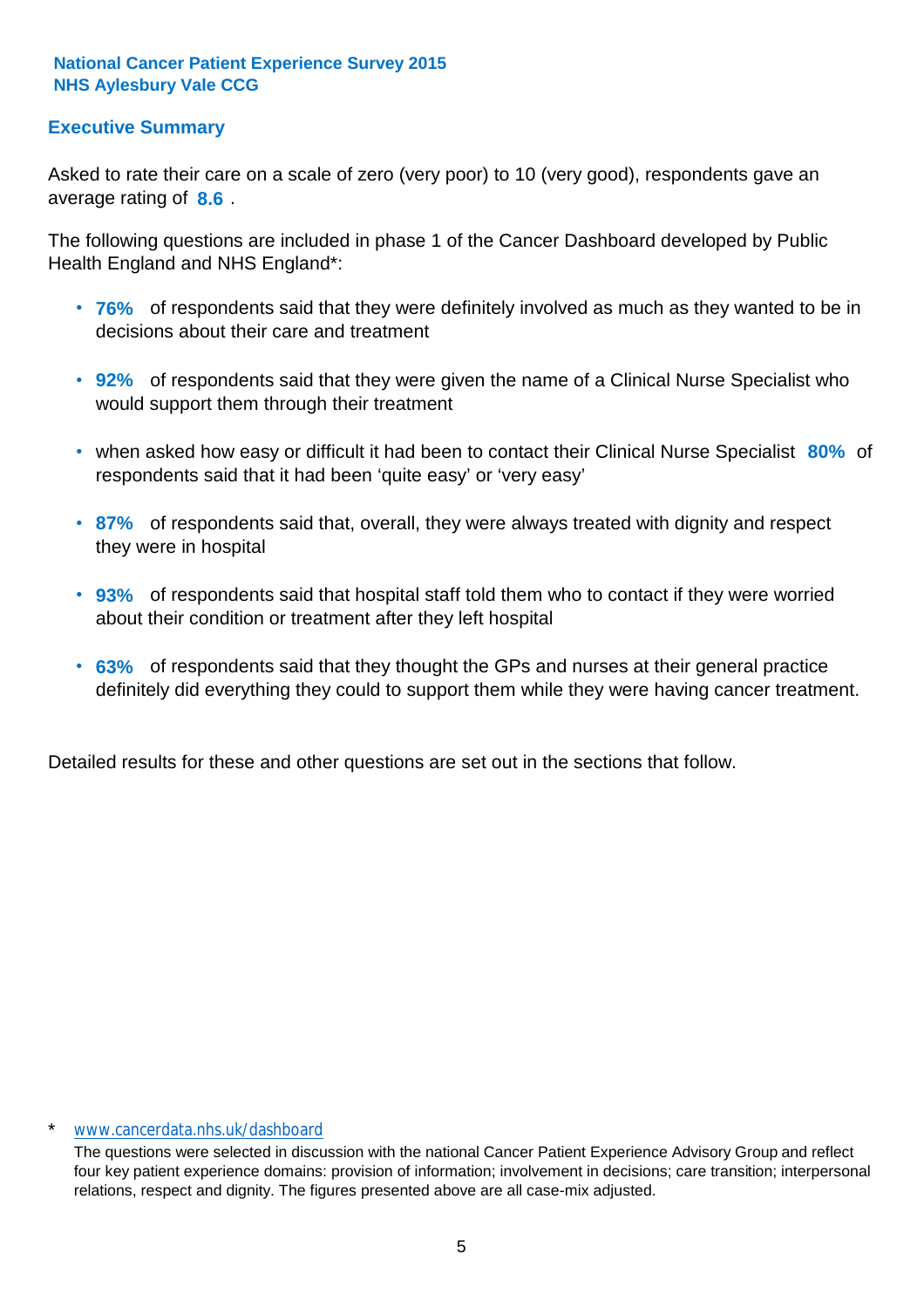**National Cancer Patient Experience Survey 2015**
**NHS Aylesbury Vale CCG**

## Executive Summary

Asked to rate their care on a scale of zero (very poor) to 10 (very good), respondents gave an average rating of **8.6** .

The following questions are included in phase 1 of the Cancer Dashboard developed by Public Health England and NHS England*:

- **76%** of respondents said that they were definitely involved as much as they wanted to be in decisions about their care and treatment
- **92%** of respondents said that they were given the name of a Clinical Nurse Specialist who would support them through their treatment
- when asked how easy or difficult it had been to contact their Clinical Nurse Specialist **80%** of respondents said that it had been 'quite easy' or 'very easy'
- **87%** of respondents said that, overall, they were always treated with dignity and respect they were in hospital
- **93%** of respondents said that hospital staff told them who to contact if they were worried about their condition or treatment after they left hospital
- **63%** of respondents said that they thought the GPs and nurses at their general practice definitely did everything they could to support them while they were having cancer treatment.

Detailed results for these and other questions are set out in the sections that follow.

\* www.cancerdata.nhs.uk/dashboard

The questions were selected in discussion with the national Cancer Patient Experience Advisory Group and reflect four key patient experience domains: provision of information; involvement in decisions; care transition; interpersonal relations, respect and dignity. The figures presented above are all case-mix adjusted.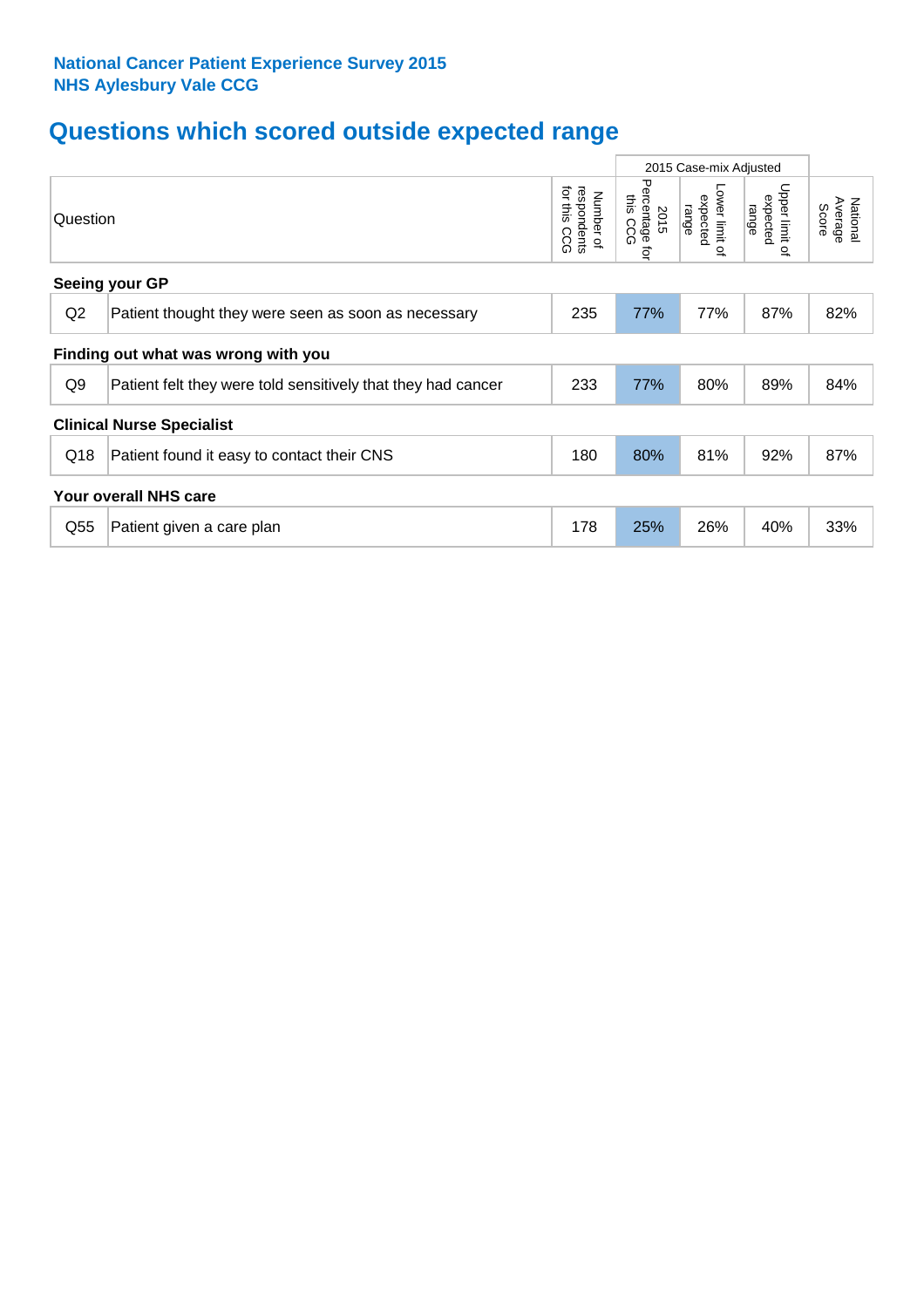**National Cancer Patient Experience Survey 2015**
**NHS Aylesbury Vale CCG**

## Questions which scored outside expected range

| | Question | Number of respondents for this CCG | 2015 Case-mix Adjusted | | | National Average Score |
|---|---|---|---|---|---|---|
| | | | 2015 Percentage for this CCG | Lower limit of expected range | Upper limit of expected range | |
| **Seeing your GP** | | | | | | |
| Q2 | Patient thought they were seen as soon as necessary | 235 | 77% | 77% | 87% | 82% |
| **Finding out what was wrong with you** | | | | | | |
| Q9 | Patient felt they were told sensitively that they had cancer | 233 | 77% | 80% | 89% | 84% |
| **Clinical Nurse Specialist** | | | | | | |
| Q18 | Patient found it easy to contact their CNS | 180 | 80% | 81% | 92% | 87% |
| **Your overall NHS care** | | | | | | |
| Q55 | Patient given a care plan | 178 | 25% | 26% | 40% | 33% |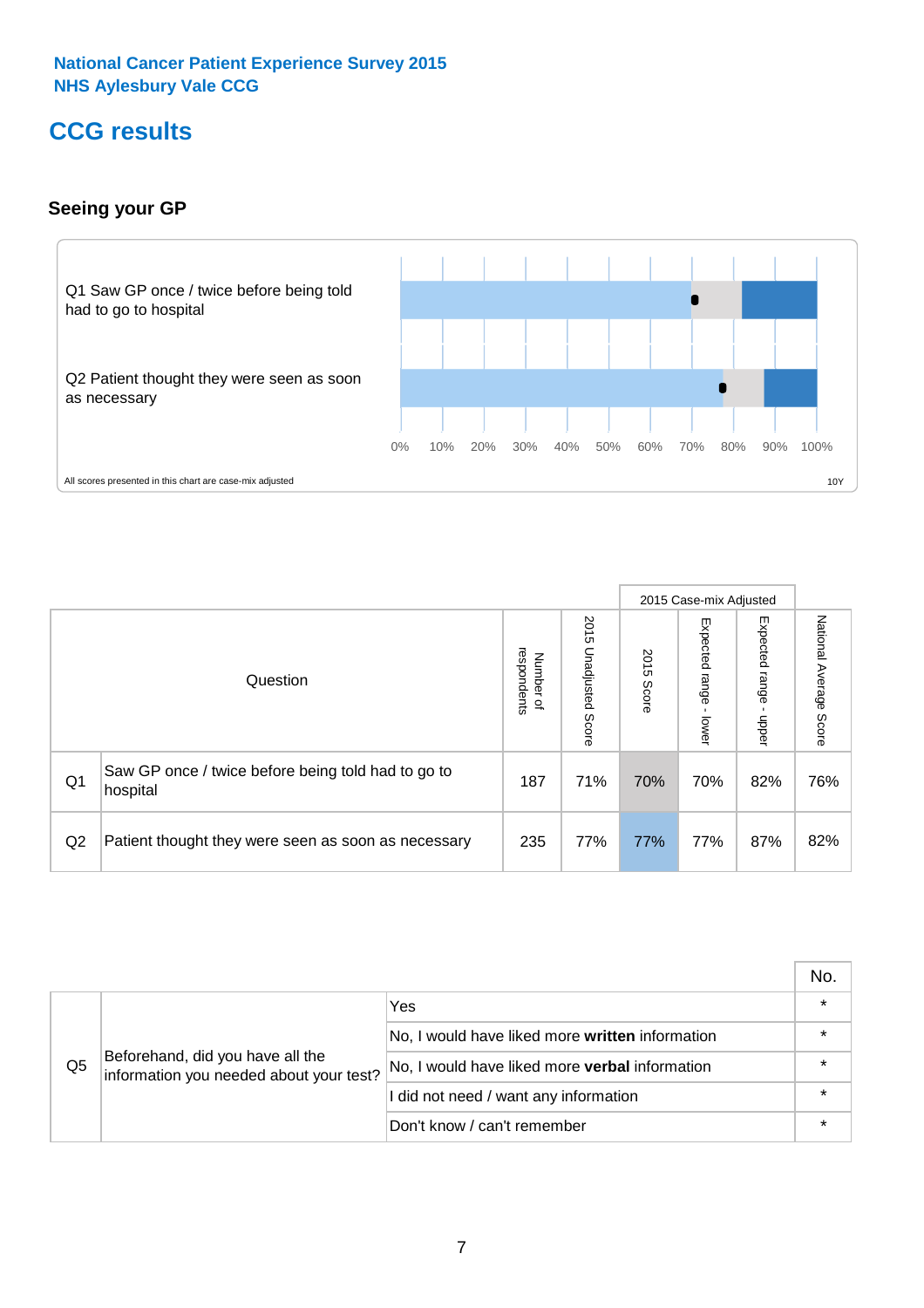National Cancer Patient Experience Survey 2015
NHS Aylesbury Vale CCG

# CCG results

## Seeing your GP

Q1 Saw GP once / twice before being told had to go to hospital

Q2 Patient thought they were seen as soon as necessary

0% 10% 20% 30% 40% 50% 60% 70% 80% 90% 100%

All scores presented in this chart are case-mix adjusted

10Y

| | Question | Number of respondents | 2015 Unadjusted Score | 2015 Case-mix Adjusted | | | National Average Score |
|---|---|---|---|---|---|---|---|
| | | | | 2015 Score | Expected range - lower | Expected range - upper | |
| Q1 | Saw GP once / twice before being told had to go to hospital | 187 | 71% | 70% | 70% | 82% | 76% |
| Q2 | Patient thought they were seen as soon as necessary | 235 | 77% | 77% | 77% | 87% | 82% |

| | | | No. |
|---|---|---|---|
| Q5 | Beforehand, did you have all the information you needed about your test? | Yes | * |
| | | No, I would have liked more **written** information | * |
| | | No, I would have liked more **verbal** information | * |
| | | I did not need / want any information | * |
| | | Don't know / can't remember | * |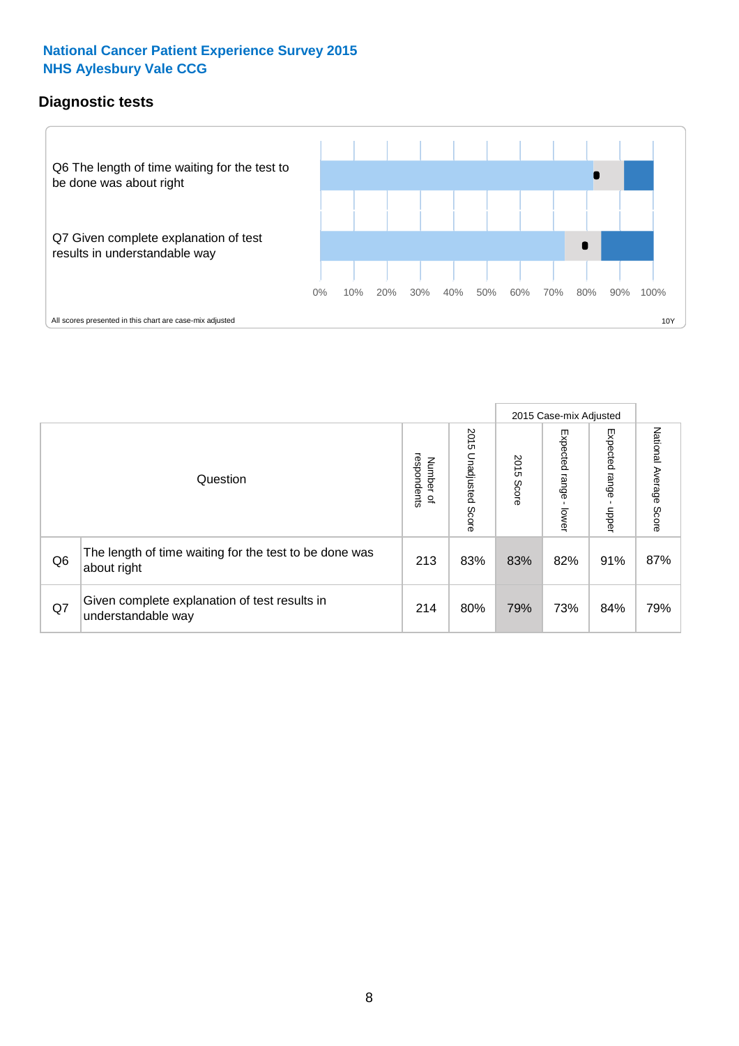**National Cancer Patient Experience Survey 2015**
**NHS Aylesbury Vale CCG**

## Diagnostic tests

Q6 The length of time waiting for the test to be done was about right

Q7 Given complete explanation of test results in understandable way

0% 10% 20% 30% 40% 50% 60% 70% 80% 90% 100%

All scores presented in this chart are case-mix adjusted

10Y

| | Question | Number of respondents | 2015 Unadjusted Score | 2015 Case-mix Adjusted | | | National Average Score |
|---|---|---|---|---|---|---|---|
| | | | | 2015 Score | Expected range - lower | Expected range - upper | |
| Q6 | The length of time waiting for the test to be done was about right | 213 | 83% | 83% | 82% | 91% | 87% |
| Q7 | Given complete explanation of test results in understandable way | 214 | 80% | 79% | 73% | 84% | 79% |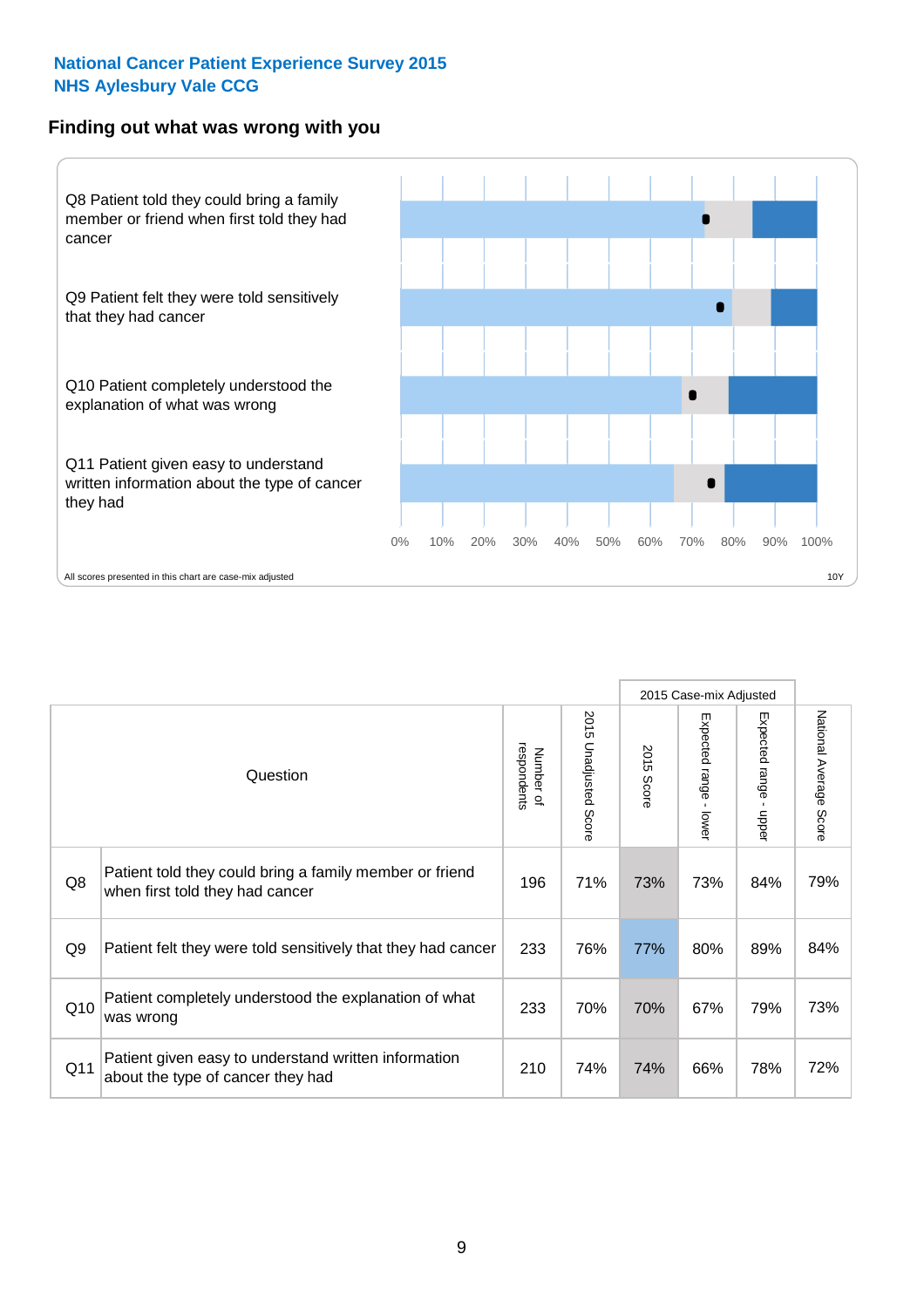National Cancer Patient Experience Survey 2015
NHS Aylesbury Vale CCG

## Finding out what was wrong with you

Q8 Patient told they could bring a family member or friend when first told they had cancer

Q9 Patient felt they were told sensitively that they had cancer

Q10 Patient completely understood the explanation of what was wrong

Q11 Patient given easy to understand written information about the type of cancer they had

0% 10% 20% 30% 40% 50% 60% 70% 80% 90% 100%

All scores presented in this chart are case-mix adjusted

10Y

| | Question | Number of respondents | 2015 Unadjusted Score | 2015 Case-mix Adjusted: 2015 Score | 2015 Case-mix Adjusted: Expected range - lower | 2015 Case-mix Adjusted: Expected range - upper | National Average Score |
|---|---|---|---|---|---|---|---|
| Q8 | Patient told they could bring a family member or friend when first told they had cancer | 196 | 71% | 73% | 73% | 84% | 79% |
| Q9 | Patient felt they were told sensitively that they had cancer | 233 | 76% | 77% | 80% | 89% | 84% |
| Q10 | Patient completely understood the explanation of what was wrong | 233 | 70% | 70% | 67% | 79% | 73% |
| Q11 | Patient given easy to understand written information about the type of cancer they had | 210 | 74% | 74% | 66% | 78% | 72% |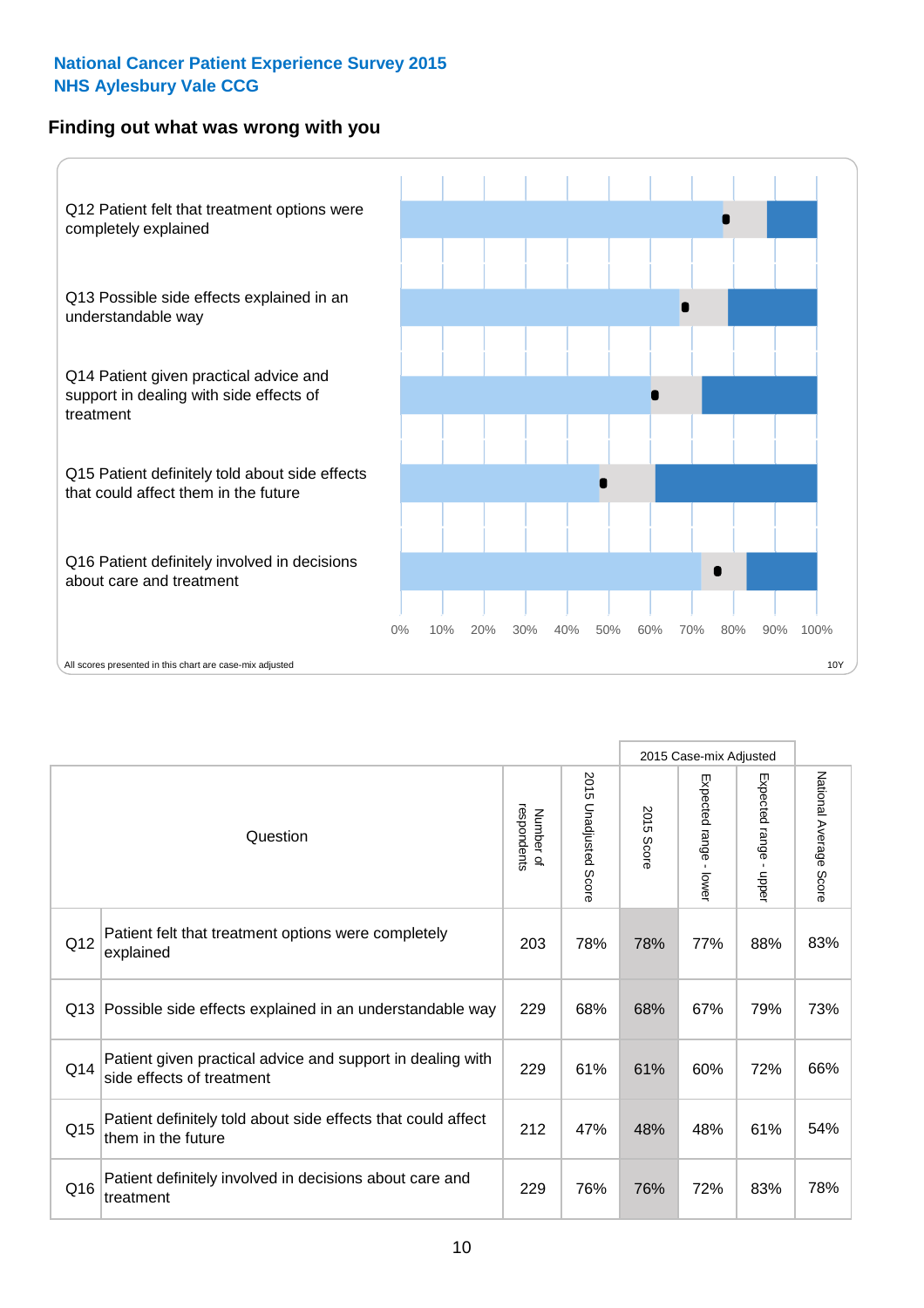**National Cancer Patient Experience Survey 2015**
**NHS Aylesbury Vale CCG**

## Finding out what was wrong with you

Q12 Patient felt that treatment options were completely explained

Q13 Possible side effects explained in an understandable way

Q14 Patient given practical advice and support in dealing with side effects of treatment

Q15 Patient definitely told about side effects that could affect them in the future

Q16 Patient definitely involved in decisions about care and treatment

0% 10% 20% 30% 40% 50% 60% 70% 80% 90% 100%

All scores presented in this chart are case-mix adjusted

10Y

| | Question | Number of respondents | 2015 Unadjusted Score | 2015 Case-mix Adjusted: 2015 Score | 2015 Case-mix Adjusted: Expected range - lower | 2015 Case-mix Adjusted: Expected range - upper | National Average Score |
|---|---|---|---|---|---|---|---|
| Q12 | Patient felt that treatment options were completely explained | 203 | 78% | 78% | 77% | 88% | 83% |
| Q13 | Possible side effects explained in an understandable way | 229 | 68% | 68% | 67% | 79% | 73% |
| Q14 | Patient given practical advice and support in dealing with side effects of treatment | 229 | 61% | 61% | 60% | 72% | 66% |
| Q15 | Patient definitely told about side effects that could affect them in the future | 212 | 47% | 48% | 48% | 61% | 54% |
| Q16 | Patient definitely involved in decisions about care and treatment | 229 | 76% | 76% | 72% | 83% | 78% |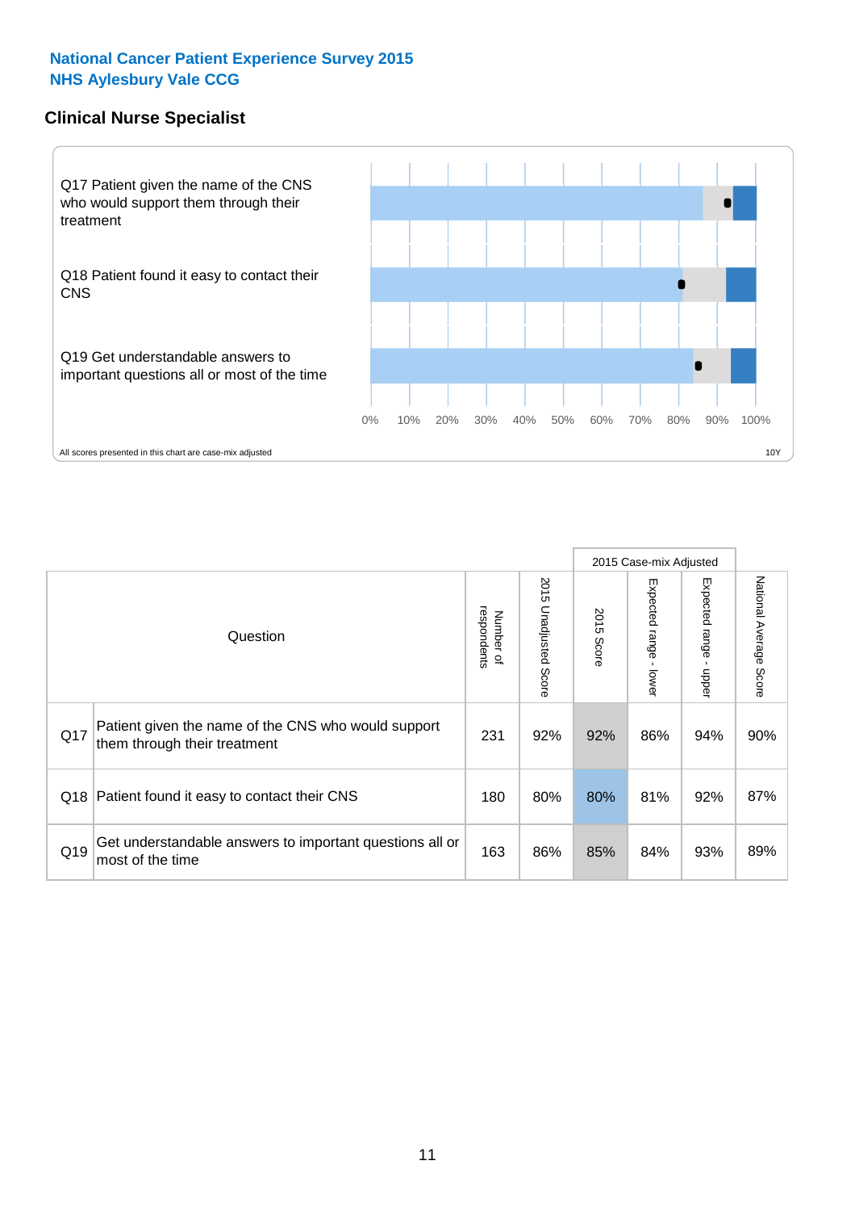**National Cancer Patient Experience Survey 2015**
**NHS Aylesbury Vale CCG**

## Clinical Nurse Specialist

Q17 Patient given the name of the CNS who would support them through their treatment

Q18 Patient found it easy to contact their CNS

Q19 Get understandable answers to important questions all or most of the time

0% 10% 20% 30% 40% 50% 60% 70% 80% 90% 100%

All scores presented in this chart are case-mix adjusted

10Y

| | Question | Number of respondents | 2015 Unadjusted Score | 2015 Case-mix Adjusted: 2015 Score | 2015 Case-mix Adjusted: Expected range - lower | 2015 Case-mix Adjusted: Expected range - upper | National Average Score |
|---|---|---|---|---|---|---|---|
| Q17 | Patient given the name of the CNS who would support them through their treatment | 231 | 92% | 92% | 86% | 94% | 90% |
| Q18 | Patient found it easy to contact their CNS | 180 | 80% | 80% | 81% | 92% | 87% |
| Q19 | Get understandable answers to important questions all or most of the time | 163 | 86% | 85% | 84% | 93% | 89% |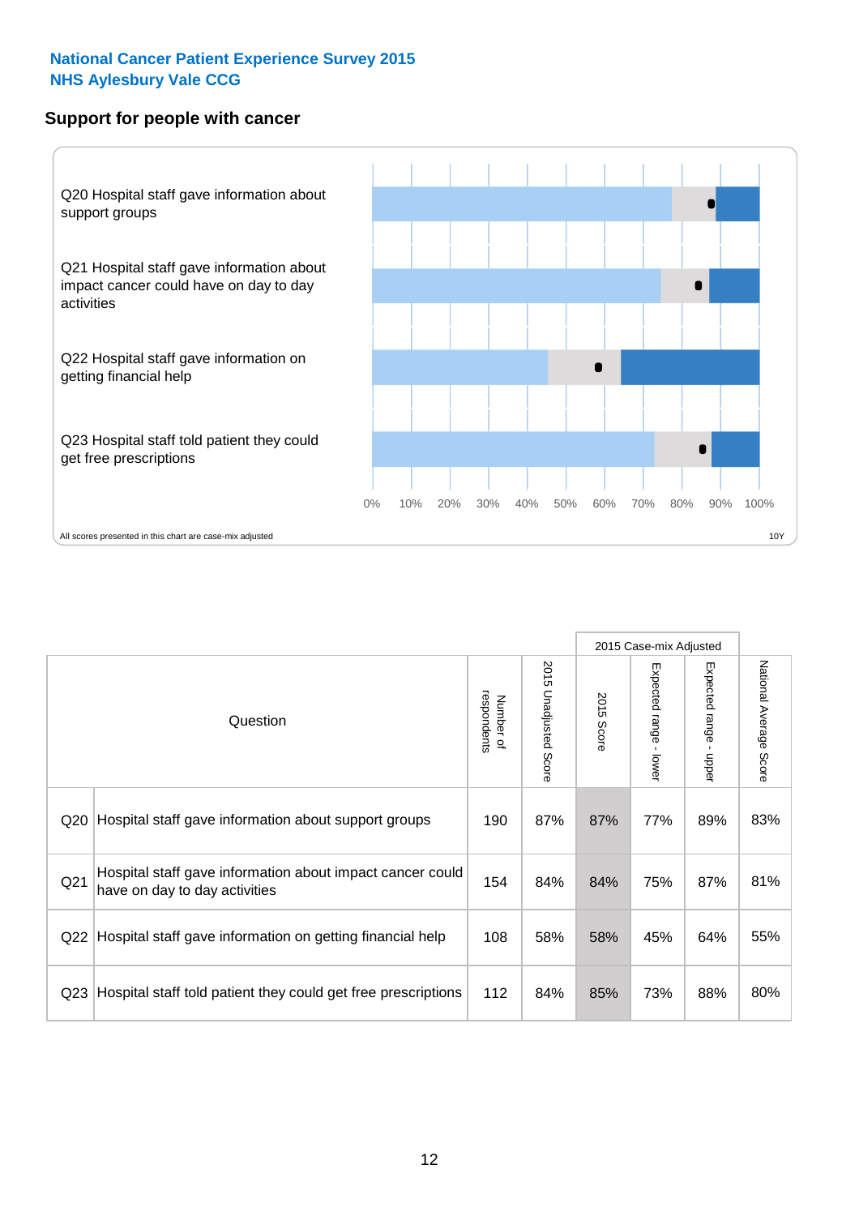**National Cancer Patient Experience Survey 2015**
**NHS Aylesbury Vale CCG**

## Support for people with cancer

Q20 Hospital staff gave information about support groups

Q21 Hospital staff gave information about impact cancer could have on day to day activities

Q22 Hospital staff gave information on getting financial help

Q23 Hospital staff told patient they could get free prescriptions

0% 10% 20% 30% 40% 50% 60% 70% 80% 90% 100%

All scores presented in this chart are case-mix adjusted

10Y

| Question | | Number of respondents | 2015 Unadjusted Score | 2015 Case-mix Adjusted: 2015 Score | 2015 Case-mix Adjusted: Expected range - lower | 2015 Case-mix Adjusted: Expected range - upper | National Average Score |
|---|---|---|---|---|---|---|---|
| Q20 | Hospital staff gave information about support groups | 190 | 87% | 87% | 77% | 89% | 83% |
| Q21 | Hospital staff gave information about impact cancer could have on day to day activities | 154 | 84% | 84% | 75% | 87% | 81% |
| Q22 | Hospital staff gave information on getting financial help | 108 | 58% | 58% | 45% | 64% | 55% |
| Q23 | Hospital staff told patient they could get free prescriptions | 112 | 84% | 85% | 73% | 88% | 80% |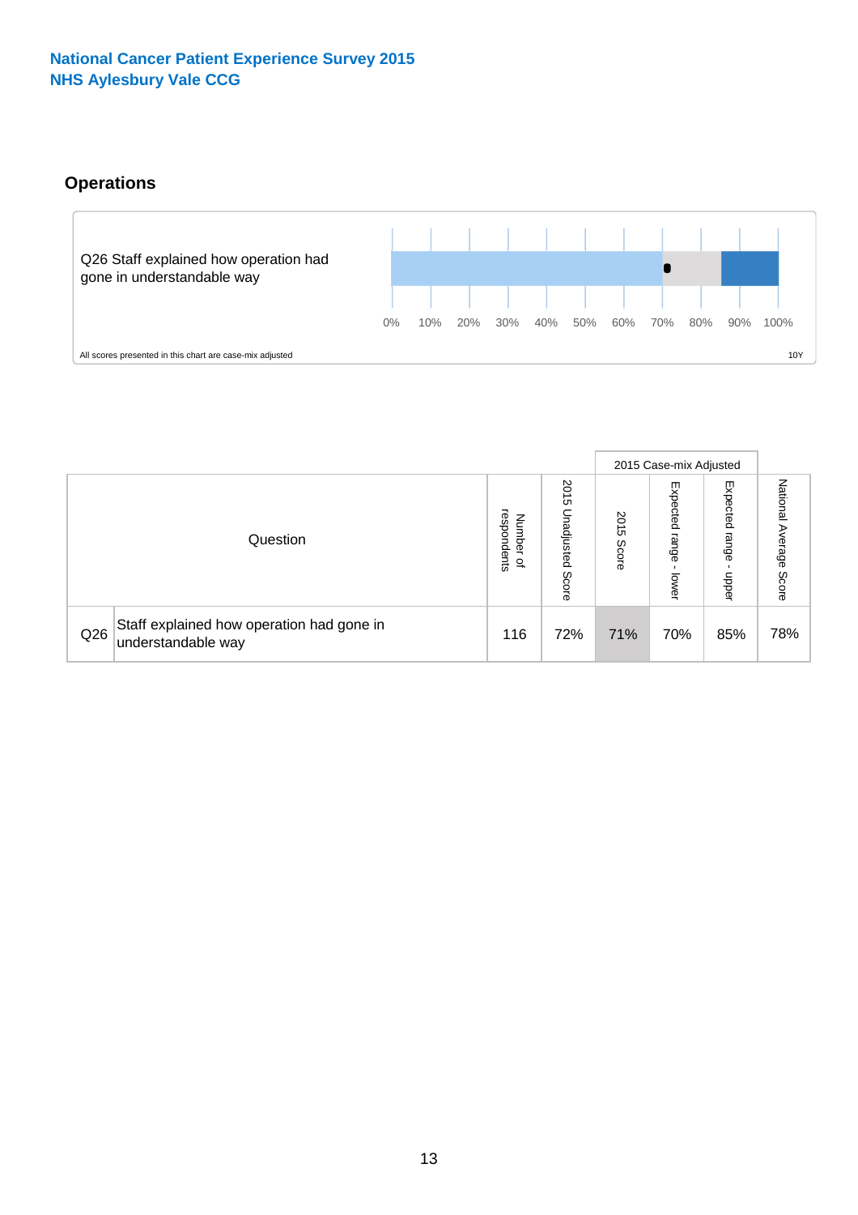National Cancer Patient Experience Survey 2015
NHS Aylesbury Vale CCG

## Operations

Q26 Staff explained how operation had gone in understandable way

0% 10% 20% 30% 40% 50% 60% 70% 80% 90% 100%

All scores presented in this chart are case-mix adjusted

10Y

| Question | | Number of respondents | 2015 Unadjusted Score | 2015 Case-mix Adjusted | | | National Average Score |
|---|---|---|---|---|---|---|---|
| | | | | 2015 Score | Expected range - lower | Expected range - upper | |
| Q26 | Staff explained how operation had gone in understandable way | 116 | 72% | 71% | 70% | 85% | 78% |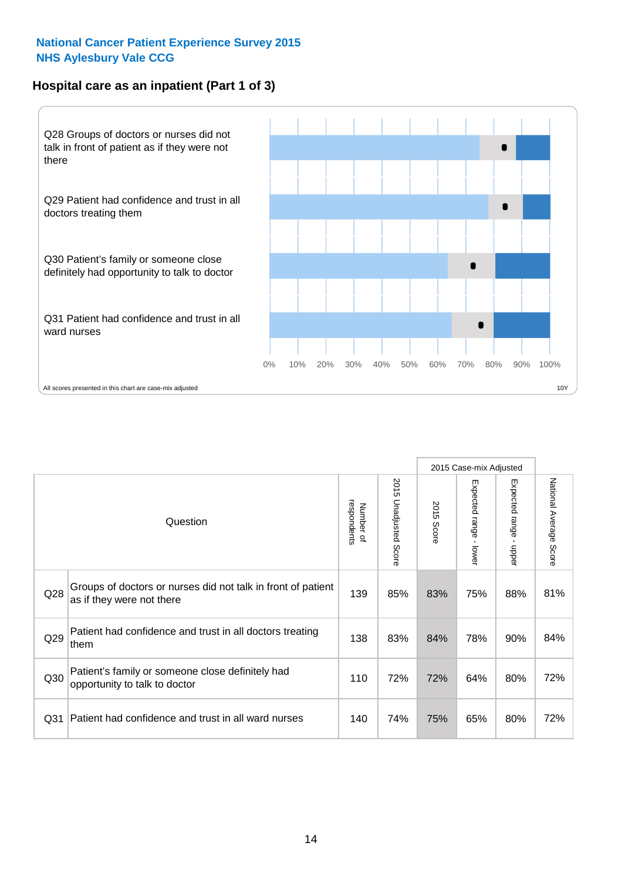**National Cancer Patient Experience Survey 2015**
**NHS Aylesbury Vale CCG**

## Hospital care as an inpatient (Part 1 of 3)

Q28 Groups of doctors or nurses did not talk in front of patient as if they were not there

Q29 Patient had confidence and trust in all doctors treating them

Q30 Patient's family or someone close definitely had opportunity to talk to doctor

Q31 Patient had confidence and trust in all ward nurses

0% 10% 20% 30% 40% 50% 60% 70% 80% 90% 100%

All scores presented in this chart are case-mix adjusted

10Y

| | Question | Number of respondents | 2015 Unadjusted Score | 2015 Case-mix Adjusted: 2015 Score | 2015 Case-mix Adjusted: Expected range - lower | 2015 Case-mix Adjusted: Expected range - upper | National Average Score |
|---|---|---|---|---|---|---|---|
| Q28 | Groups of doctors or nurses did not talk in front of patient as if they were not there | 139 | 85% | 83% | 75% | 88% | 81% |
| Q29 | Patient had confidence and trust in all doctors treating them | 138 | 83% | 84% | 78% | 90% | 84% |
| Q30 | Patient's family or someone close definitely had opportunity to talk to doctor | 110 | 72% | 72% | 64% | 80% | 72% |
| Q31 | Patient had confidence and trust in all ward nurses | 140 | 74% | 75% | 65% | 80% | 72% |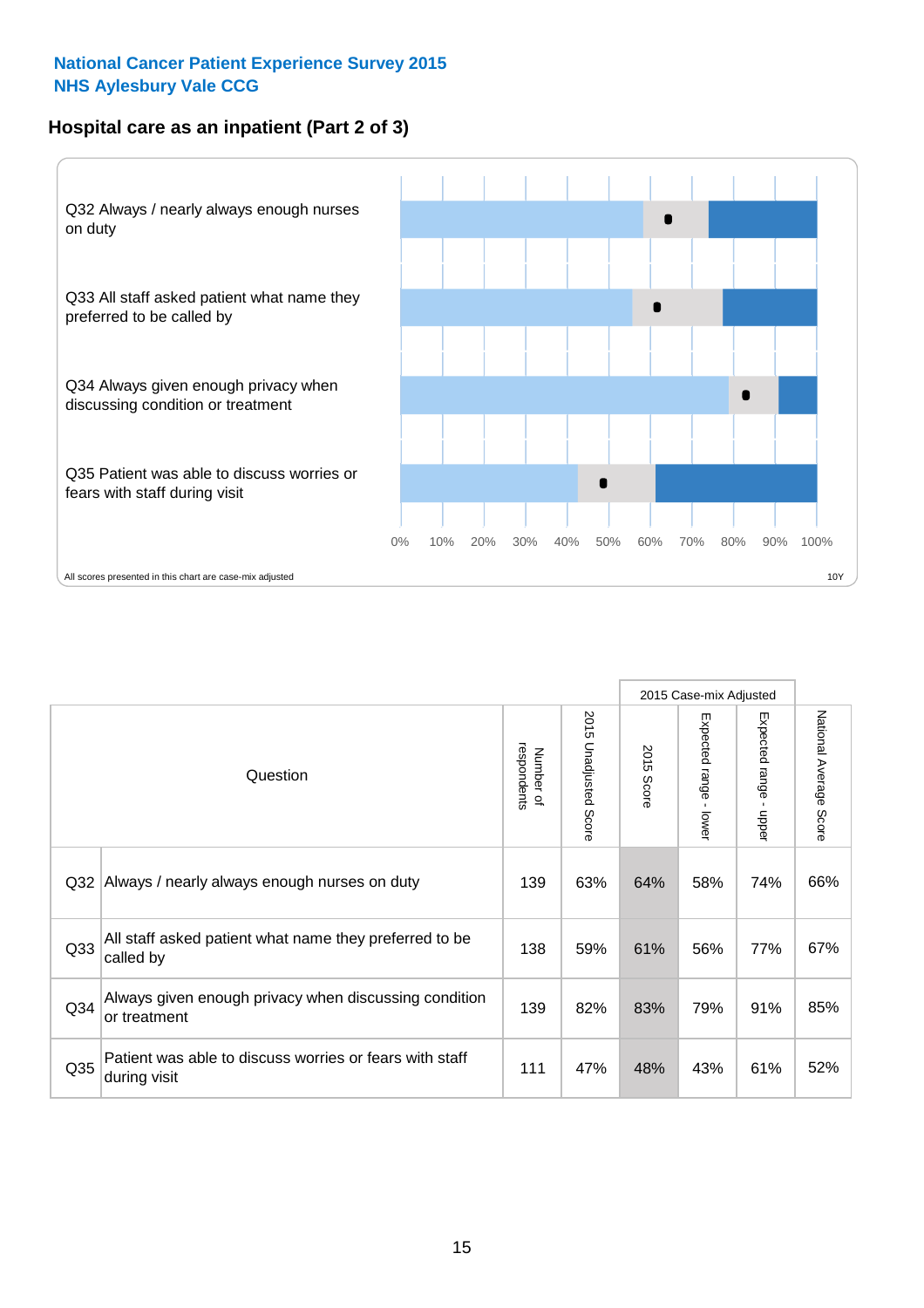**National Cancer Patient Experience Survey 2015**
**NHS Aylesbury Vale CCG**

## Hospital care as an inpatient (Part 2 of 3)

Q32 Always / nearly always enough nurses on duty

Q33 All staff asked patient what name they preferred to be called by

Q34 Always given enough privacy when discussing condition or treatment

Q35 Patient was able to discuss worries or fears with staff during visit

0% 10% 20% 30% 40% 50% 60% 70% 80% 90% 100%

All scores presented in this chart are case-mix adjusted

10Y

| | Question | Number of respondents | 2015 Unadjusted Score | 2015 Case-mix Adjusted | | | National Average Score |
|---|---|---|---|---|---|---|---|
| | | | | 2015 Score | Expected range - lower | Expected range - upper | |
| Q32 | Always / nearly always enough nurses on duty | 139 | 63% | 64% | 58% | 74% | 66% |
| Q33 | All staff asked patient what name they preferred to be called by | 138 | 59% | 61% | 56% | 77% | 67% |
| Q34 | Always given enough privacy when discussing condition or treatment | 139 | 82% | 83% | 79% | 91% | 85% |
| Q35 | Patient was able to discuss worries or fears with staff during visit | 111 | 47% | 48% | 43% | 61% | 52% |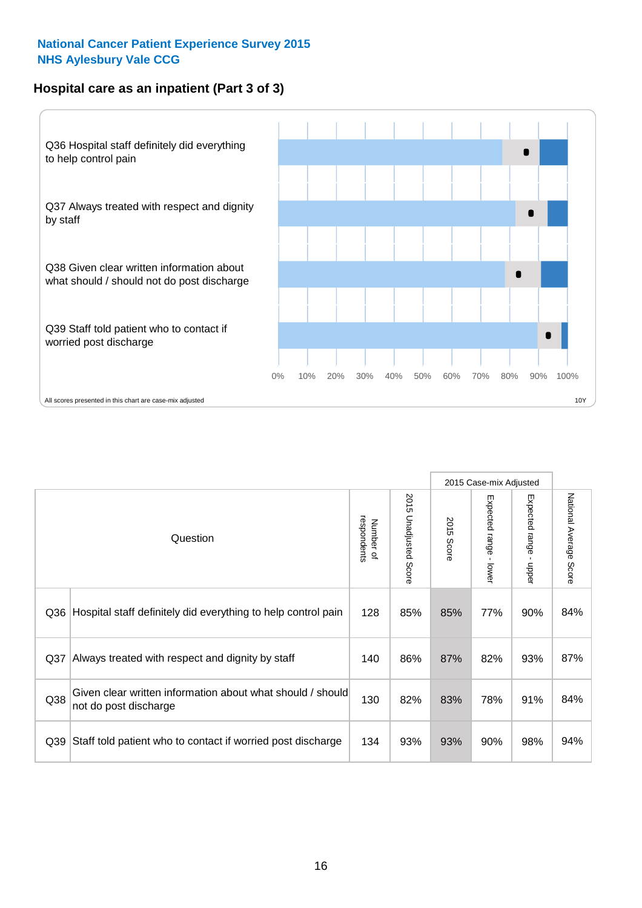National Cancer Patient Experience Survey 2015
NHS Aylesbury Vale CCG

## Hospital care as an inpatient (Part 3 of 3)

Q36 Hospital staff definitely did everything to help control pain

Q37 Always treated with respect and dignity by staff

Q38 Given clear written information about what should / should not do post discharge

Q39 Staff told patient who to contact if worried post discharge

0% 10% 20% 30% 40% 50% 60% 70% 80% 90% 100%

All scores presented in this chart are case-mix adjusted

10Y

| Question | | Number of respondents | 2015 Unadjusted Score | 2015 Case-mix Adjusted 2015 Score | 2015 Case-mix Adjusted Expected range - lower | 2015 Case-mix Adjusted Expected range - upper | National Average Score |
|---|---|---|---|---|---|---|---|
| Q36 | Hospital staff definitely did everything to help control pain | 128 | 85% | 85% | 77% | 90% | 84% |
| Q37 | Always treated with respect and dignity by staff | 140 | 86% | 87% | 82% | 93% | 87% |
| Q38 | Given clear written information about what should / should not do post discharge | 130 | 82% | 83% | 78% | 91% | 84% |
| Q39 | Staff told patient who to contact if worried post discharge | 134 | 93% | 93% | 90% | 98% | 94% |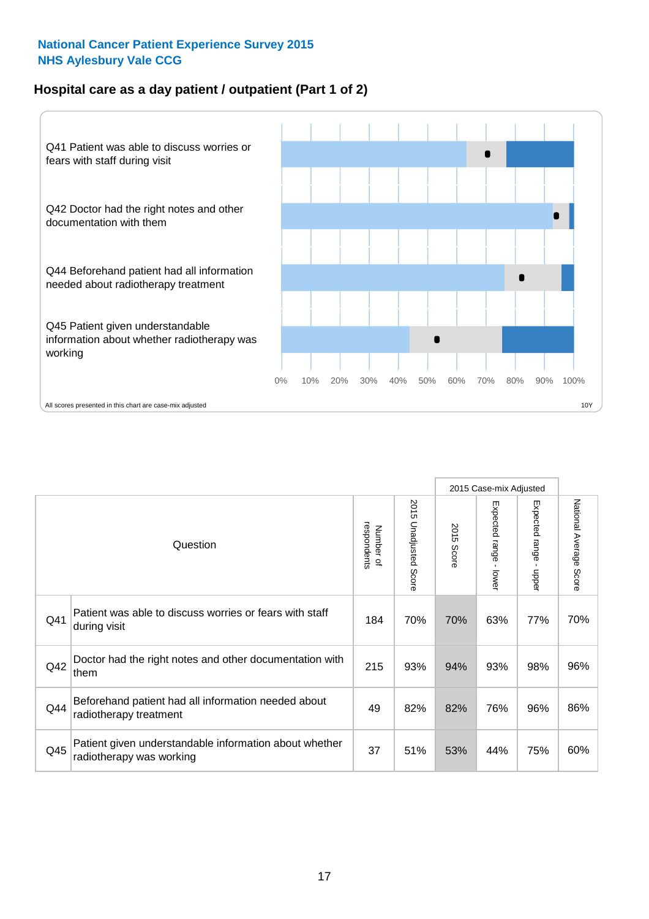National Cancer Patient Experience Survey 2015
NHS Aylesbury Vale CCG

## Hospital care as a day patient / outpatient (Part 1 of 2)

Q41 Patient was able to discuss worries or fears with staff during visit

Q42 Doctor had the right notes and other documentation with them

Q44 Beforehand patient had all information needed about radiotherapy treatment

Q45 Patient given understandable information about whether radiotherapy was working

0% 10% 20% 30% 40% 50% 60% 70% 80% 90% 100%

All scores presented in this chart are case-mix adjusted

10Y

| Question | | Number of respondents | 2015 Unadjusted Score | 2015 Case-mix Adjusted: 2015 Score | 2015 Case-mix Adjusted: Expected range - lower | 2015 Case-mix Adjusted: Expected range - upper | National Average Score |
|---|---|---|---|---|---|---|---|
| Q41 | Patient was able to discuss worries or fears with staff during visit | 184 | 70% | 70% | 63% | 77% | 70% |
| Q42 | Doctor had the right notes and other documentation with them | 215 | 93% | 94% | 93% | 98% | 96% |
| Q44 | Beforehand patient had all information needed about radiotherapy treatment | 49 | 82% | 82% | 76% | 96% | 86% |
| Q45 | Patient given understandable information about whether radiotherapy was working | 37 | 51% | 53% | 44% | 75% | 60% |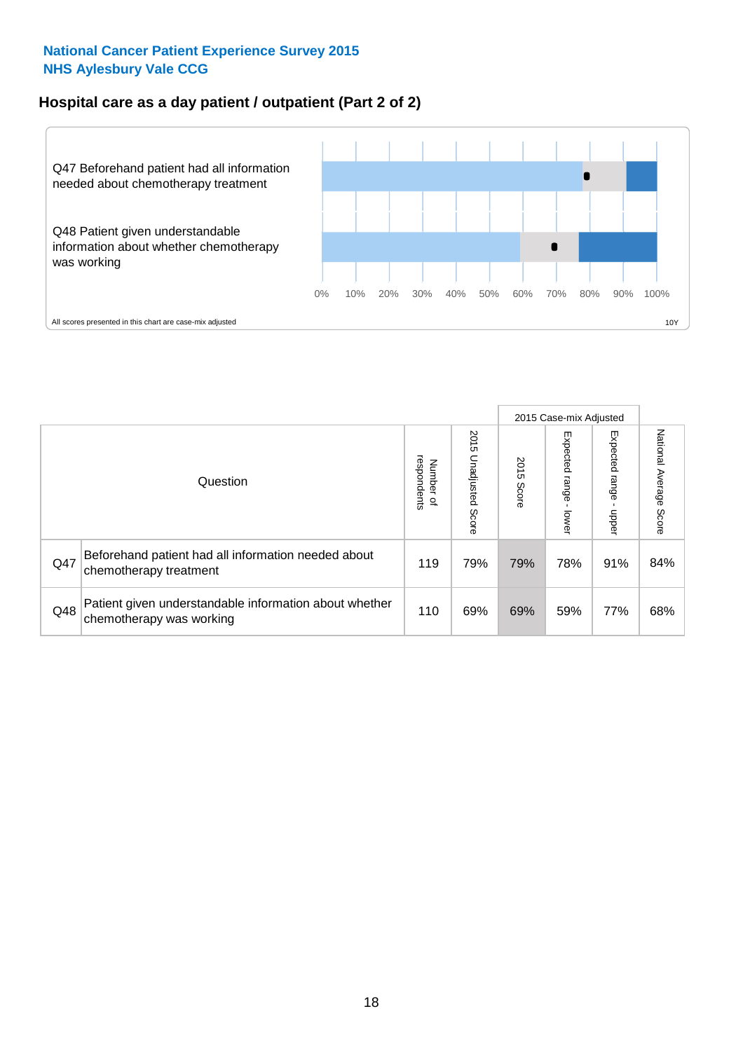National Cancer Patient Experience Survey 2015
NHS Aylesbury Vale CCG

## Hospital care as a day patient / outpatient (Part 2 of 2)

Q47 Beforehand patient had all information needed about chemotherapy treatment

Q48 Patient given understandable information about whether chemotherapy was working

0% 10% 20% 30% 40% 50% 60% 70% 80% 90% 100%

All scores presented in this chart are case-mix adjusted

10Y

| Question | | Number of respondents | 2015 Unadjusted Score | 2015 Case-mix Adjusted: 2015 Score | 2015 Case-mix Adjusted: Expected range - lower | 2015 Case-mix Adjusted: Expected range - upper | National Average Score |
|---|---|---|---|---|---|---|---|
| Q47 | Beforehand patient had all information needed about chemotherapy treatment | 119 | 79% | 79% | 78% | 91% | 84% |
| Q48 | Patient given understandable information about whether chemotherapy was working | 110 | 69% | 69% | 59% | 77% | 68% |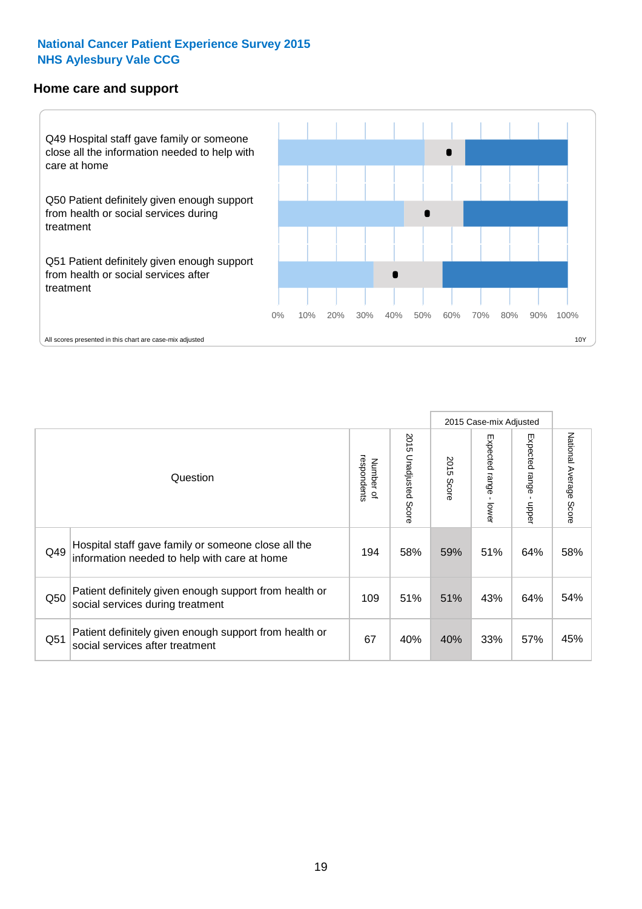**National Cancer Patient Experience Survey 2015**
**NHS Aylesbury Vale CCG**

## Home care and support

Q49 Hospital staff gave family or someone close all the information needed to help with care at home

Q50 Patient definitely given enough support from health or social services during treatment

Q51 Patient definitely given enough support from health or social services after treatment

0% 10% 20% 30% 40% 50% 60% 70% 80% 90% 100%

All scores presented in this chart are case-mix adjusted

10Y

| | Question | Number of respondents | 2015 Unadjusted Score | 2015 Case-mix Adjusted: 2015 Score | 2015 Case-mix Adjusted: Expected range - lower | 2015 Case-mix Adjusted: Expected range - upper | National Average Score |
|---|---|---|---|---|---|---|---|
| Q49 | Hospital staff gave family or someone close all the information needed to help with care at home | 194 | 58% | 59% | 51% | 64% | 58% |
| Q50 | Patient definitely given enough support from health or social services during treatment | 109 | 51% | 51% | 43% | 64% | 54% |
| Q51 | Patient definitely given enough support from health or social services after treatment | 67 | 40% | 40% | 33% | 57% | 45% |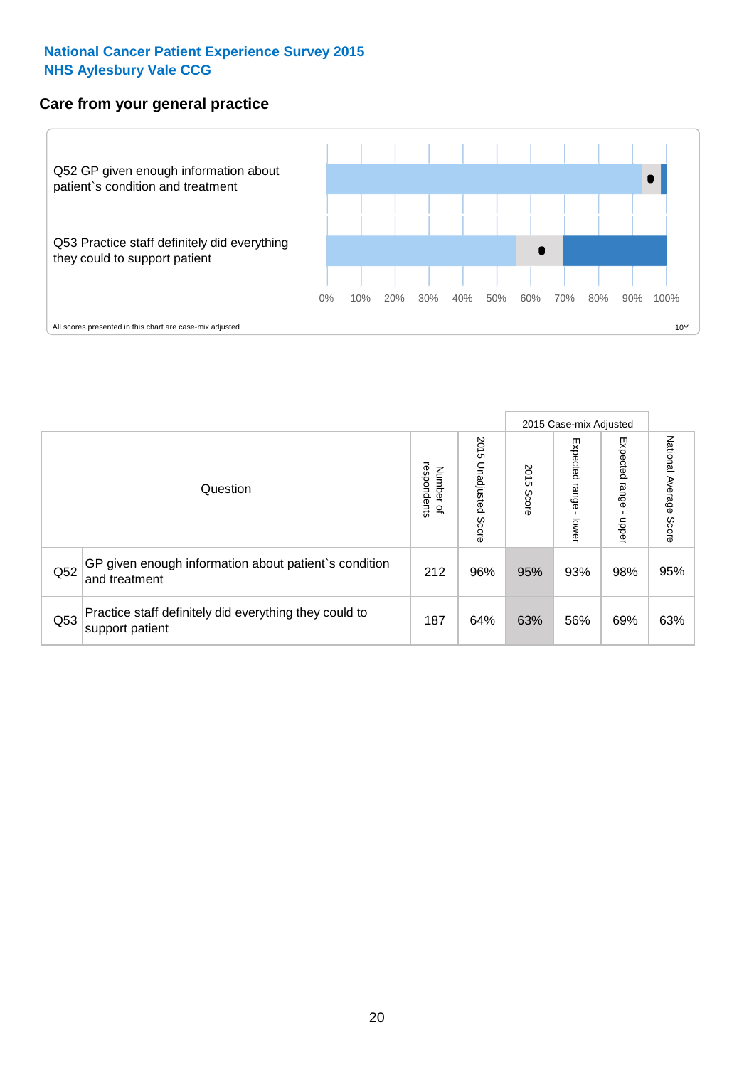**National Cancer Patient Experience Survey 2015**
**NHS Aylesbury Vale CCG**

## Care from your general practice

Q52 GP given enough information about patient`s condition and treatment

Q53 Practice staff definitely did everything they could to support patient

0% 10% 20% 30% 40% 50% 60% 70% 80% 90% 100%

All scores presented in this chart are case-mix adjusted

10Y

| Question | | Number of respondents | 2015 Unadjusted Score | 2015 Case-mix Adjusted: 2015 Score | 2015 Case-mix Adjusted: Expected range - lower | 2015 Case-mix Adjusted: Expected range - upper | National Average Score |
|---|---|---|---|---|---|---|---|
| Q52 | GP given enough information about patient`s condition and treatment | 212 | 96% | 95% | 93% | 98% | 95% |
| Q53 | Practice staff definitely did everything they could to support patient | 187 | 64% | 63% | 56% | 69% | 63% |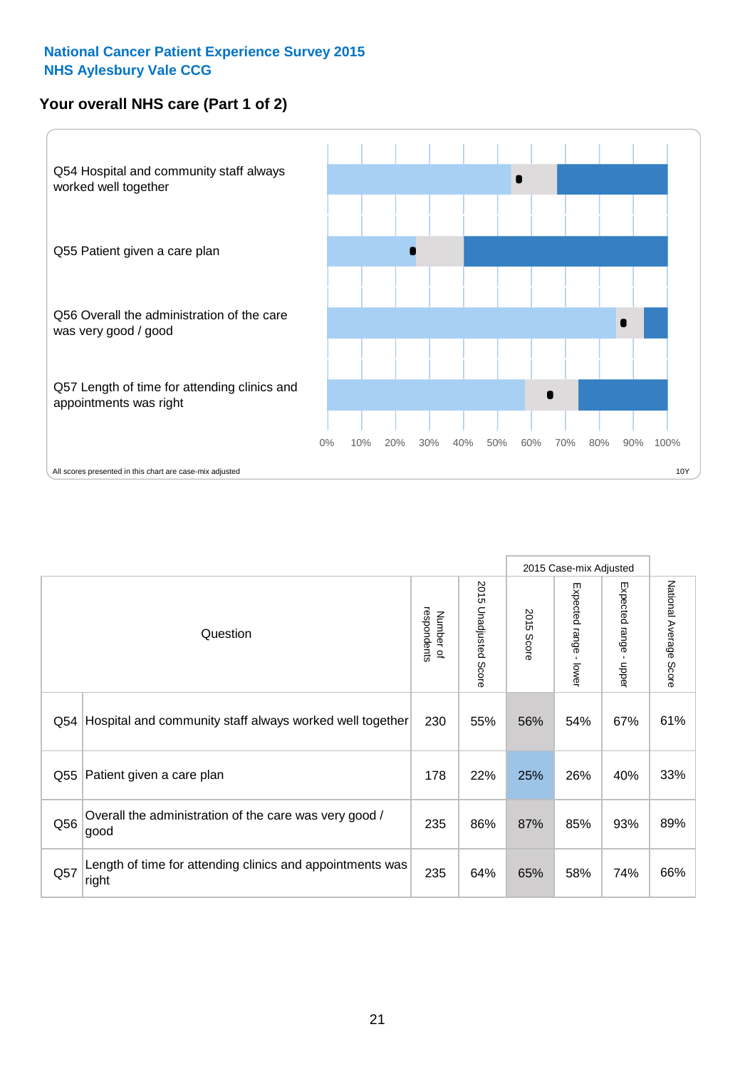National Cancer Patient Experience Survey 2015
NHS Aylesbury Vale CCG

## Your overall NHS care (Part 1 of 2)

Q54 Hospital and community staff always worked well together

Q55 Patient given a care plan

Q56 Overall the administration of the care was very good / good

Q57 Length of time for attending clinics and appointments was right

0% 10% 20% 30% 40% 50% 60% 70% 80% 90% 100%

All scores presented in this chart are case-mix adjusted

10Y

| | Question | Number of respondents | 2015 Unadjusted Score | 2015 Case-mix Adjusted | | | National Average Score |
|---|---|---|---|---|---|---|---|
| | | | | 2015 Score | Expected range - lower | Expected range - upper | |
| Q54 | Hospital and community staff always worked well together | 230 | 55% | 56% | 54% | 67% | 61% |
| Q55 | Patient given a care plan | 178 | 22% | 25% | 26% | 40% | 33% |
| Q56 | Overall the administration of the care was very good / good | 235 | 86% | 87% | 85% | 93% | 89% |
| Q57 | Length of time for attending clinics and appointments was right | 235 | 64% | 65% | 58% | 74% | 66% |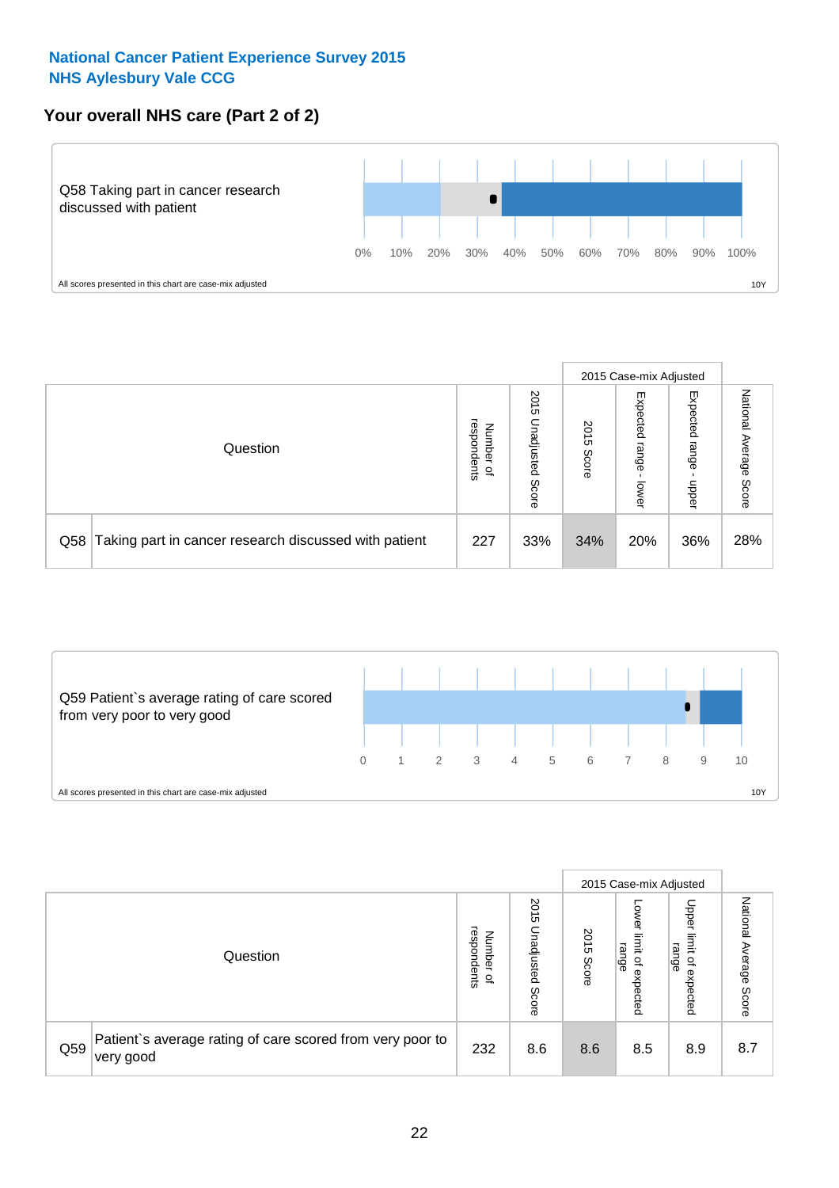**National Cancer Patient Experience Survey 2015**
**NHS Aylesbury Vale CCG**

## Your overall NHS care (Part 2 of 2)

Q58 Taking part in cancer research discussed with patient

0% 10% 20% 30% 40% 50% 60% 70% 80% 90% 100%

All scores presented in this chart are case-mix adjusted

10Y

| Question | | Number of respondents | 2015 Unadjusted Score | 2015 Case-mix Adjusted: 2015 Score | 2015 Case-mix Adjusted: Expected range - lower | 2015 Case-mix Adjusted: Expected range - upper | National Average Score |
|---|---|---|---|---|---|---|---|
| Q58 | Taking part in cancer research discussed with patient | 227 | 33% | 34% | 20% | 36% | 28% |

Q59 Patient`s average rating of care scored from very poor to very good

0 1 2 3 4 5 6 7 8 9 10

All scores presented in this chart are case-mix adjusted

10Y

| Question | | Number of respondents | 2015 Unadjusted Score | 2015 Case-mix Adjusted: 2015 Score | 2015 Case-mix Adjusted: Lower limit of expected range | 2015 Case-mix Adjusted: Upper limit of expected range | National Average Score |
|---|---|---|---|---|---|---|---|
| Q59 | Patient`s average rating of care scored from very poor to very good | 232 | 8.6 | 8.6 | 8.5 | 8.9 | 8.7 |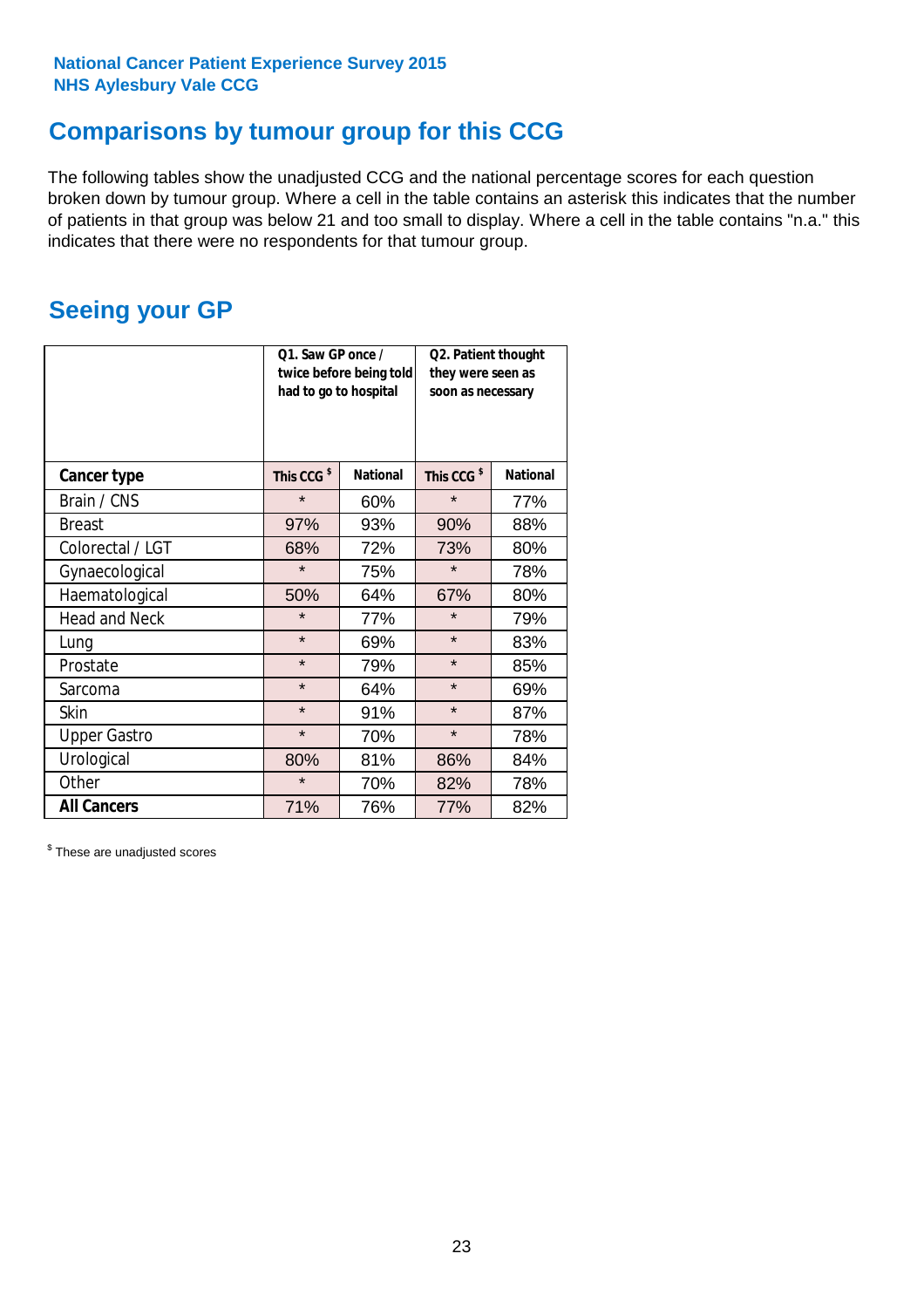National Cancer Patient Experience Survey 2015
NHS Aylesbury Vale CCG

## Comparisons by tumour group for this CCG

The following tables show the unadjusted CCG and the national percentage scores for each question broken down by tumour group. Where a cell in the table contains an asterisk this indicates that the number of patients in that group was below 21 and too small to display. Where a cell in the table contains "n.a." this indicates that there were no respondents for that tumour group.

## Seeing your GP

| | Q1. Saw GP once / twice before being told had to go to hospital | | Q2. Patient thought they were seen as soon as necessary | |
|---|---|---|---|---|
| **Cancer type** | **This CCG $** | **National** | **This CCG $** | **National** |
| Brain / CNS | * | 60% | * | 77% |
| Breast | 97% | 93% | 90% | 88% |
| Colorectal / LGT | 68% | 72% | 73% | 80% |
| Gynaecological | * | 75% | * | 78% |
| Haematological | 50% | 64% | 67% | 80% |
| Head and Neck | * | 77% | * | 79% |
| Lung | * | 69% | * | 83% |
| Prostate | * | 79% | * | 85% |
| Sarcoma | * | 64% | * | 69% |
| Skin | * | 91% | * | 87% |
| Upper Gastro | * | 70% | * | 78% |
| Urological | 80% | 81% | 86% | 84% |
| Other | * | 70% | 82% | 78% |
| **All Cancers** | 71% | 76% | 77% | 82% |

$ These are unadjusted scores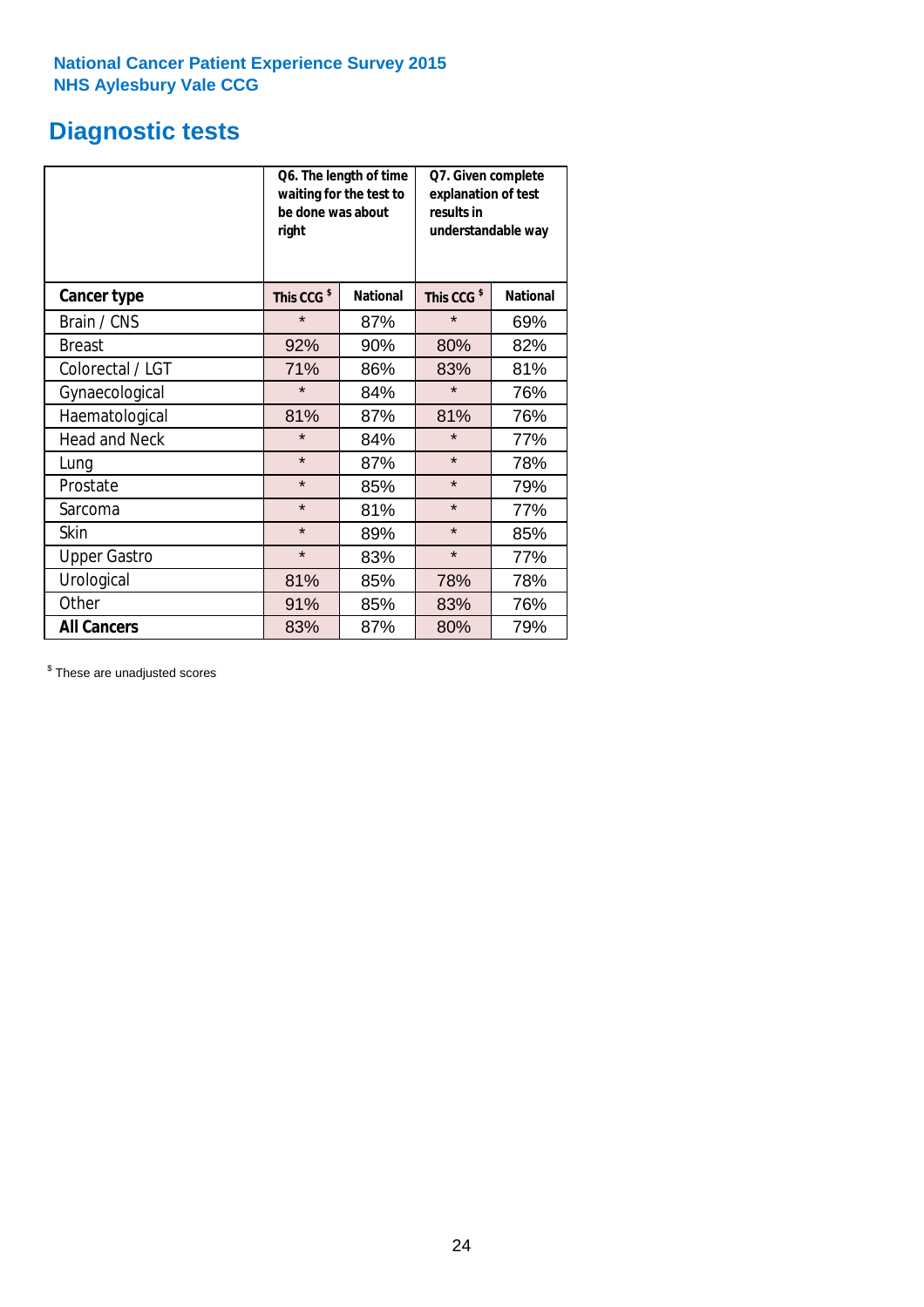**National Cancer Patient Experience Survey 2015**
**NHS Aylesbury Vale CCG**

# Diagnostic tests

| | Q6. The length of time waiting for the test to be done was about right | | Q7. Given complete explanation of test results in understandable way | |
|---|---|---|---|---|
| **Cancer type** | **This CCG $** | **National** | **This CCG $** | **National** |
| Brain / CNS | * | 87% | * | 69% |
| Breast | 92% | 90% | 80% | 82% |
| Colorectal / LGT | 71% | 86% | 83% | 81% |
| Gynaecological | * | 84% | * | 76% |
| Haematological | 81% | 87% | 81% | 76% |
| Head and Neck | * | 84% | * | 77% |
| Lung | * | 87% | * | 78% |
| Prostate | * | 85% | * | 79% |
| Sarcoma | * | 81% | * | 77% |
| Skin | * | 89% | * | 85% |
| Upper Gastro | * | 83% | * | 77% |
| Urological | 81% | 85% | 78% | 78% |
| Other | 91% | 85% | 83% | 76% |
| **All Cancers** | 83% | 87% | 80% | 79% |

$ These are unadjusted scores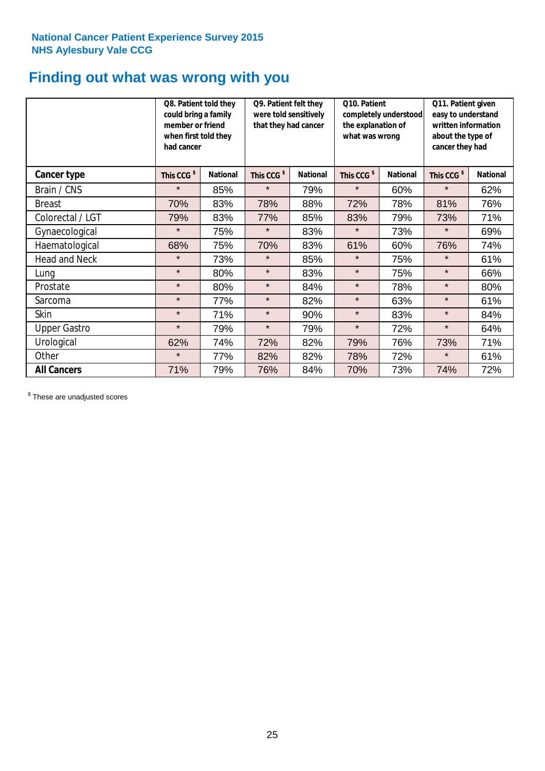**National Cancer Patient Experience Survey 2015**
**NHS Aylesbury Vale CCG**

# Finding out what was wrong with you

| | Q8. Patient told they could bring a family member or friend when first told they had cancer | | Q9. Patient felt they were told sensitively that they had cancer | | Q10. Patient completely understood the explanation of what was wrong | | Q11. Patient given easy to understand written information about the type of cancer they had | |
|---|---|---|---|---|---|---|---|---|
| **Cancer type** | **This CCG $** | **National** | **This CCG $** | **National** | **This CCG $** | **National** | **This CCG $** | **National** |
| Brain / CNS | * | 85% | * | 79% | * | 60% | * | 62% |
| Breast | 70% | 83% | 78% | 88% | 72% | 78% | 81% | 76% |
| Colorectal / LGT | 79% | 83% | 77% | 85% | 83% | 79% | 73% | 71% |
| Gynaecological | * | 75% | * | 83% | * | 73% | * | 69% |
| Haematological | 68% | 75% | 70% | 83% | 61% | 60% | 76% | 74% |
| Head and Neck | * | 73% | * | 85% | * | 75% | * | 61% |
| Lung | * | 80% | * | 83% | * | 75% | * | 66% |
| Prostate | * | 80% | * | 84% | * | 78% | * | 80% |
| Sarcoma | * | 77% | * | 82% | * | 63% | * | 61% |
| Skin | * | 71% | * | 90% | * | 83% | * | 84% |
| Upper Gastro | * | 79% | * | 79% | * | 72% | * | 64% |
| Urological | 62% | 74% | 72% | 82% | 79% | 76% | 73% | 71% |
| Other | * | 77% | 82% | 82% | 78% | 72% | * | 61% |
| **All Cancers** | 71% | 79% | 76% | 84% | 70% | 73% | 74% | 72% |

$ These are unadjusted scores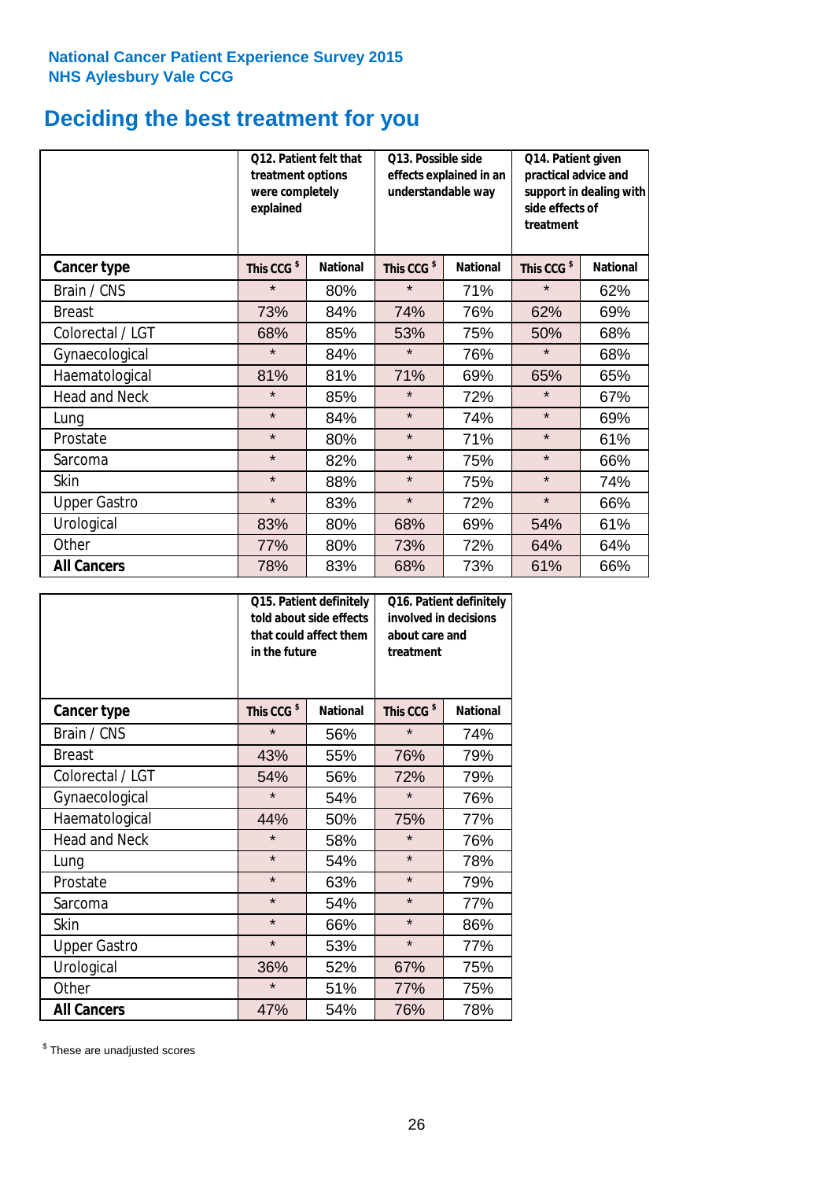National Cancer Patient Experience Survey 2015
NHS Aylesbury Vale CCG

# Deciding the best treatment for you

| | Q12. Patient felt that treatment options were completely explained | | Q13. Possible side effects explained in an understandable way | | Q14. Patient given practical advice and support in dealing with side effects of treatment | |
|---|---|---|---|---|---|---|
| **Cancer type** | **This CCG $** | **National** | **This CCG $** | **National** | **This CCG $** | **National** |
| Brain / CNS | * | 80% | * | 71% | * | 62% |
| Breast | 73% | 84% | 74% | 76% | 62% | 69% |
| Colorectal / LGT | 68% | 85% | 53% | 75% | 50% | 68% |
| Gynaecological | * | 84% | * | 76% | * | 68% |
| Haematological | 81% | 81% | 71% | 69% | 65% | 65% |
| Head and Neck | * | 85% | * | 72% | * | 67% |
| Lung | * | 84% | * | 74% | * | 69% |
| Prostate | * | 80% | * | 71% | * | 61% |
| Sarcoma | * | 82% | * | 75% | * | 66% |
| Skin | * | 88% | * | 75% | * | 74% |
| Upper Gastro | * | 83% | * | 72% | * | 66% |
| Urological | 83% | 80% | 68% | 69% | 54% | 61% |
| Other | 77% | 80% | 73% | 72% | 64% | 64% |
| **All Cancers** | 78% | 83% | 68% | 73% | 61% | 66% |

| | Q15. Patient definitely told about side effects that could affect them in the future | | Q16. Patient definitely involved in decisions about care and treatment | |
|---|---|---|---|---|
| **Cancer type** | **This CCG $** | **National** | **This CCG $** | **National** |
| Brain / CNS | * | 56% | * | 74% |
| Breast | 43% | 55% | 76% | 79% |
| Colorectal / LGT | 54% | 56% | 72% | 79% |
| Gynaecological | * | 54% | * | 76% |
| Haematological | 44% | 50% | 75% | 77% |
| Head and Neck | * | 58% | * | 76% |
| Lung | * | 54% | * | 78% |
| Prostate | * | 63% | * | 79% |
| Sarcoma | * | 54% | * | 77% |
| Skin | * | 66% | * | 86% |
| Upper Gastro | * | 53% | * | 77% |
| Urological | 36% | 52% | 67% | 75% |
| Other | * | 51% | 77% | 75% |
| **All Cancers** | 47% | 54% | 76% | 78% |

$ These are unadjusted scores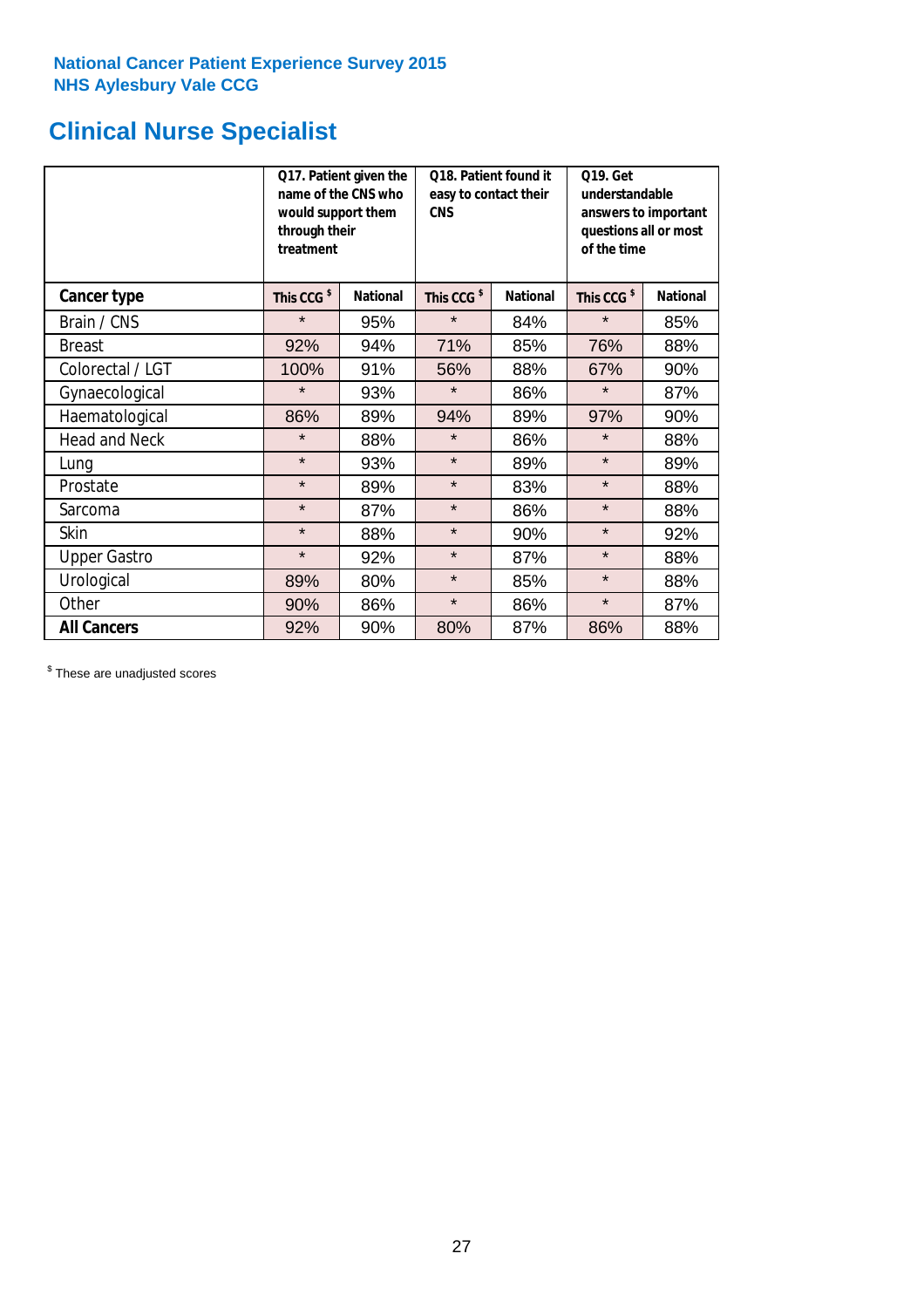**National Cancer Patient Experience Survey 2015**
**NHS Aylesbury Vale CCG**

# Clinical Nurse Specialist

| | Q17. Patient given the name of the CNS who would support them through their treatment | | Q18. Patient found it easy to contact their CNS | | Q19. Get understandable answers to important questions all or most of the time | |
|---|---|---|---|---|---|---|
| **Cancer type** | **This CCG $** | **National** | **This CCG $** | **National** | **This CCG $** | **National** |
| Brain / CNS | * | 95% | * | 84% | * | 85% |
| Breast | 92% | 94% | 71% | 85% | 76% | 88% |
| Colorectal / LGT | 100% | 91% | 56% | 88% | 67% | 90% |
| Gynaecological | * | 93% | * | 86% | * | 87% |
| Haematological | 86% | 89% | 94% | 89% | 97% | 90% |
| Head and Neck | * | 88% | * | 86% | * | 88% |
| Lung | * | 93% | * | 89% | * | 89% |
| Prostate | * | 89% | * | 83% | * | 88% |
| Sarcoma | * | 87% | * | 86% | * | 88% |
| Skin | * | 88% | * | 90% | * | 92% |
| Upper Gastro | * | 92% | * | 87% | * | 88% |
| Urological | 89% | 80% | * | 85% | * | 88% |
| Other | 90% | 86% | * | 86% | * | 87% |
| **All Cancers** | 92% | 90% | 80% | 87% | 86% | 88% |

$ These are unadjusted scores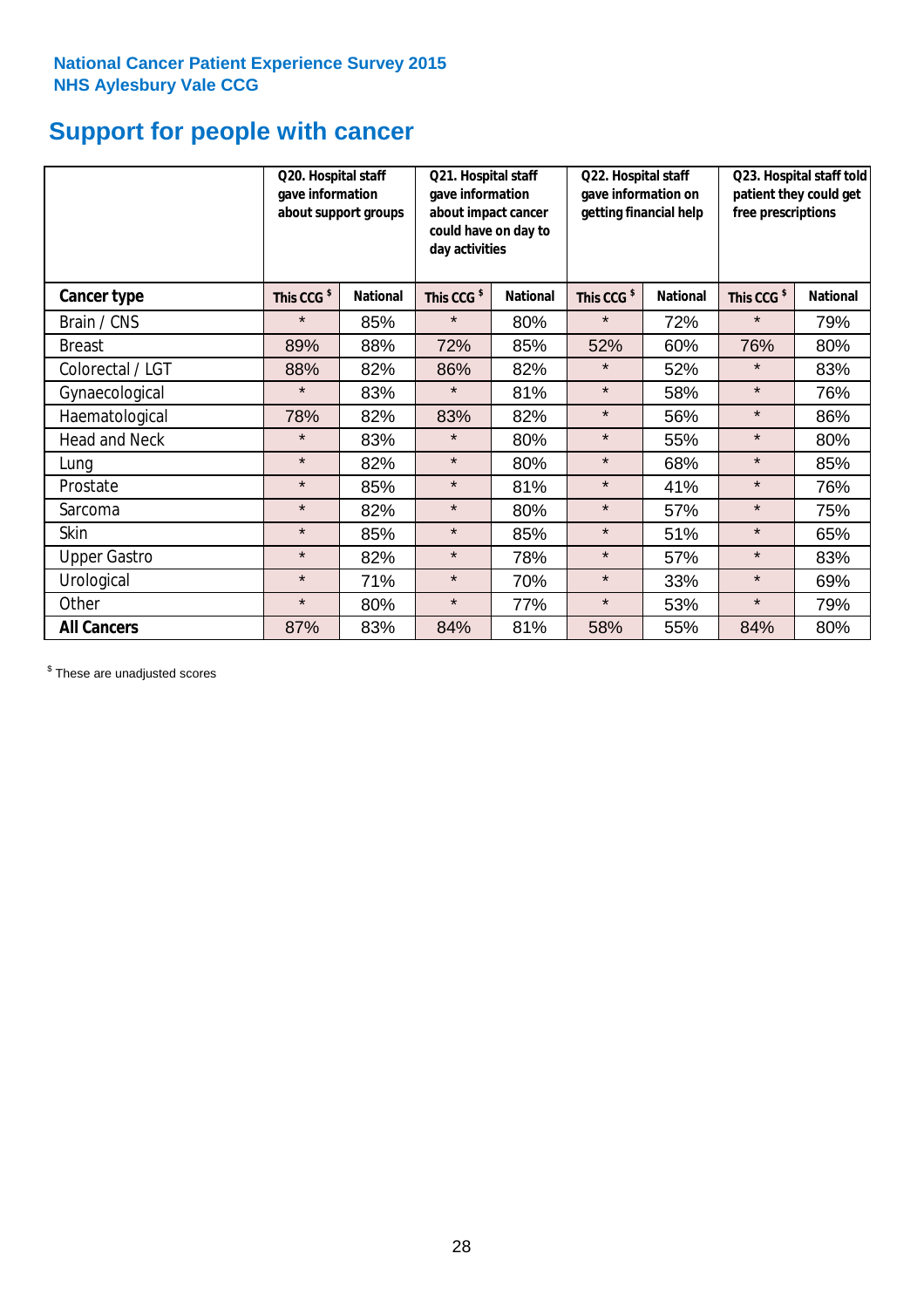**National Cancer Patient Experience Survey 2015**
**NHS Aylesbury Vale CCG**

# Support for people with cancer

| | Q20. Hospital staff gave information about support groups | | Q21. Hospital staff gave information about impact cancer could have on day to day activities | | Q22. Hospital staff gave information on getting financial help | | Q23. Hospital staff told patient they could get free prescriptions | |
|---|---|---|---|---|---|---|---|---|
| **Cancer type** | **This CCG $** | **National** | **This CCG $** | **National** | **This CCG $** | **National** | **This CCG $** | **National** |
| Brain / CNS | * | 85% | * | 80% | * | 72% | * | 79% |
| Breast | 89% | 88% | 72% | 85% | 52% | 60% | 76% | 80% |
| Colorectal / LGT | 88% | 82% | 86% | 82% | * | 52% | * | 83% |
| Gynaecological | * | 83% | * | 81% | * | 58% | * | 76% |
| Haematological | 78% | 82% | 83% | 82% | * | 56% | * | 86% |
| Head and Neck | * | 83% | * | 80% | * | 55% | * | 80% |
| Lung | * | 82% | * | 80% | * | 68% | * | 85% |
| Prostate | * | 85% | * | 81% | * | 41% | * | 76% |
| Sarcoma | * | 82% | * | 80% | * | 57% | * | 75% |
| Skin | * | 85% | * | 85% | * | 51% | * | 65% |
| Upper Gastro | * | 82% | * | 78% | * | 57% | * | 83% |
| Urological | * | 71% | * | 70% | * | 33% | * | 69% |
| Other | * | 80% | * | 77% | * | 53% | * | 79% |
| **All Cancers** | 87% | 83% | 84% | 81% | 58% | 55% | 84% | 80% |

$ These are unadjusted scores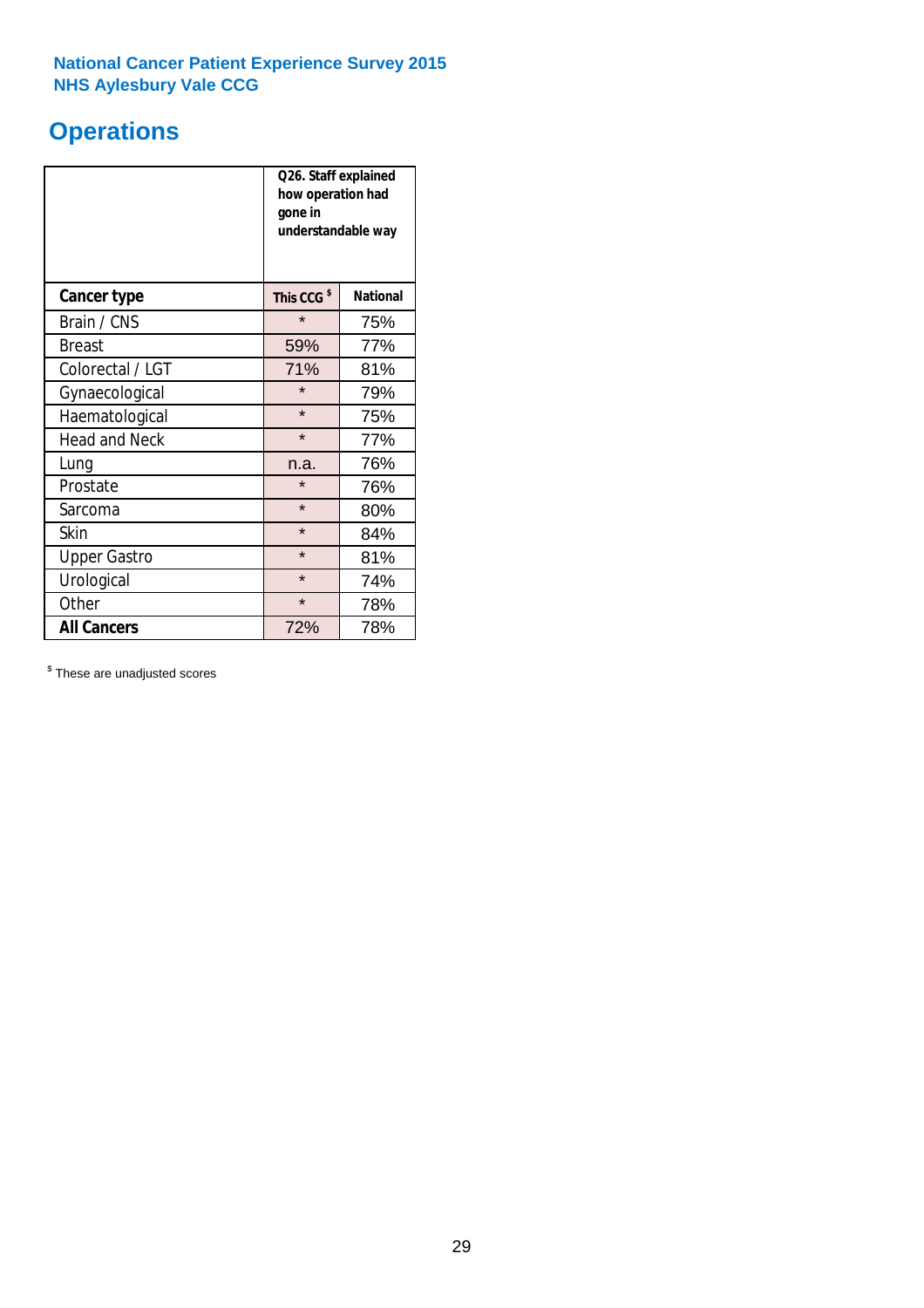**National Cancer Patient Experience Survey 2015**
**NHS Aylesbury Vale CCG**

# Operations

| | Q26. Staff explained how operation had gone in understandable way | |
|---|---|---|
| **Cancer type** | **This CCG $** | **National** |
| Brain / CNS | * | 75% |
| Breast | 59% | 77% |
| Colorectal / LGT | 71% | 81% |
| Gynaecological | * | 79% |
| Haematological | * | 75% |
| Head and Neck | * | 77% |
| Lung | n.a. | 76% |
| Prostate | * | 76% |
| Sarcoma | * | 80% |
| Skin | * | 84% |
| Upper Gastro | * | 81% |
| Urological | * | 74% |
| Other | * | 78% |
| **All Cancers** | 72% | 78% |

$ These are unadjusted scores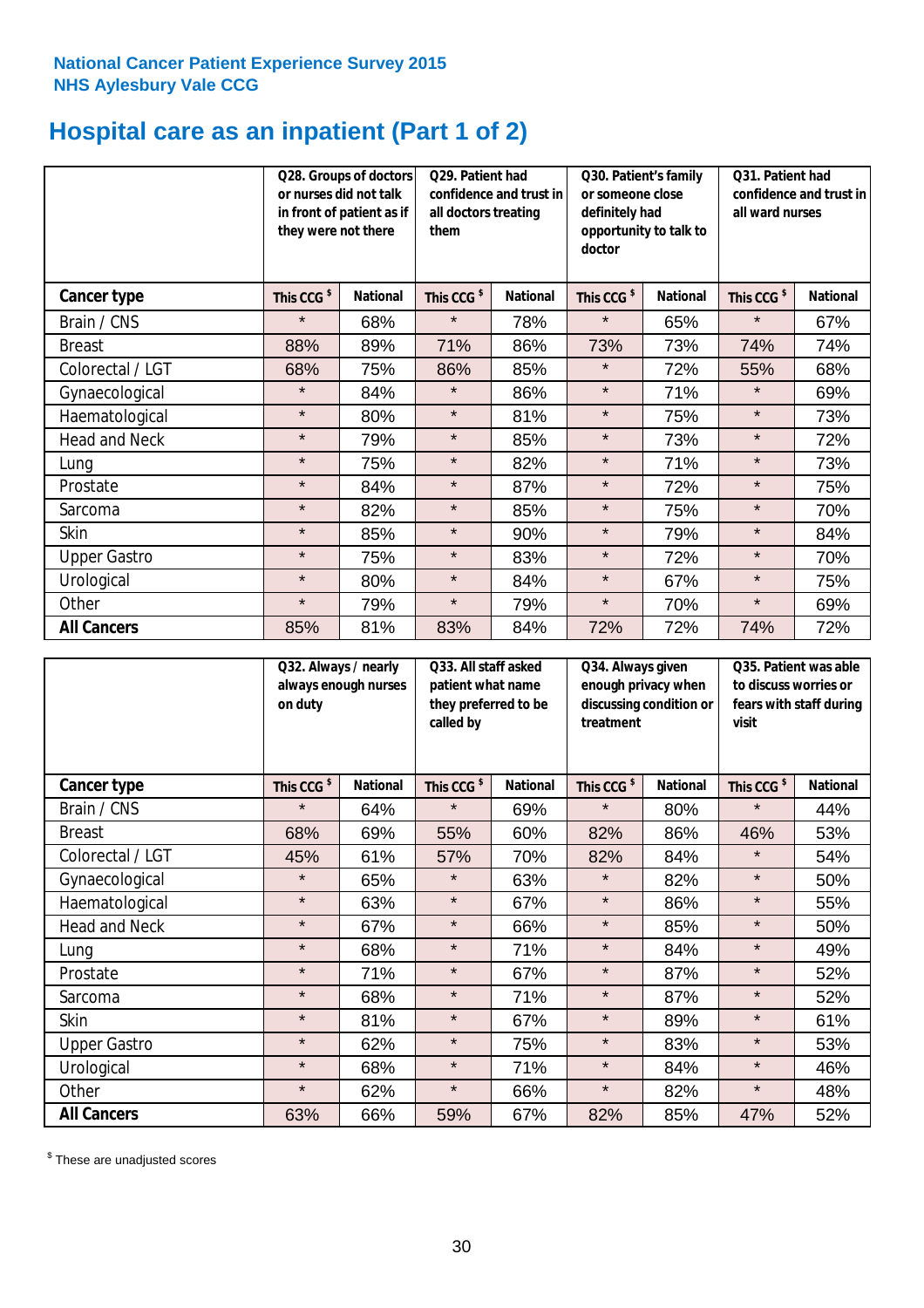National Cancer Patient Experience Survey 2015
NHS Aylesbury Vale CCG

# Hospital care as an inpatient (Part 1 of 2)

| | Q28. Groups of doctors or nurses did not talk in front of patient as if they were not there | | Q29. Patient had confidence and trust in all doctors treating them | | Q30. Patient's family or someone close definitely had opportunity to talk to doctor | | Q31. Patient had confidence and trust in all ward nurses | |
|---|---|---|---|---|---|---|---|---|
| **Cancer type** | This CCG $ | National | This CCG $ | National | This CCG $ | National | This CCG $ | National |
| Brain / CNS | * | 68% | * | 78% | * | 65% | * | 67% |
| Breast | 88% | 89% | 71% | 86% | 73% | 73% | 74% | 74% |
| Colorectal / LGT | 68% | 75% | 86% | 85% | * | 72% | 55% | 68% |
| Gynaecological | * | 84% | * | 86% | * | 71% | * | 69% |
| Haematological | * | 80% | * | 81% | * | 75% | * | 73% |
| Head and Neck | * | 79% | * | 85% | * | 73% | * | 72% |
| Lung | * | 75% | * | 82% | * | 71% | * | 73% |
| Prostate | * | 84% | * | 87% | * | 72% | * | 75% |
| Sarcoma | * | 82% | * | 85% | * | 75% | * | 70% |
| Skin | * | 85% | * | 90% | * | 79% | * | 84% |
| Upper Gastro | * | 75% | * | 83% | * | 72% | * | 70% |
| Urological | * | 80% | * | 84% | * | 67% | * | 75% |
| Other | * | 79% | * | 79% | * | 70% | * | 69% |
| **All Cancers** | 85% | 81% | 83% | 84% | 72% | 72% | 74% | 72% |

| | Q32. Always / nearly always enough nurses on duty | | Q33. All staff asked patient what name they preferred to be called by | | Q34. Always given enough privacy when discussing condition or treatment | | Q35. Patient was able to discuss worries or fears with staff during visit | |
|---|---|---|---|---|---|---|---|---|
| **Cancer type** | This CCG $ | National | This CCG $ | National | This CCG $ | National | This CCG $ | National |
| Brain / CNS | * | 64% | * | 69% | * | 80% | * | 44% |
| Breast | 68% | 69% | 55% | 60% | 82% | 86% | 46% | 53% |
| Colorectal / LGT | 45% | 61% | 57% | 70% | 82% | 84% | * | 54% |
| Gynaecological | * | 65% | * | 63% | * | 82% | * | 50% |
| Haematological | * | 63% | * | 67% | * | 86% | * | 55% |
| Head and Neck | * | 67% | * | 66% | * | 85% | * | 50% |
| Lung | * | 68% | * | 71% | * | 84% | * | 49% |
| Prostate | * | 71% | * | 67% | * | 87% | * | 52% |
| Sarcoma | * | 68% | * | 71% | * | 87% | * | 52% |
| Skin | * | 81% | * | 67% | * | 89% | * | 61% |
| Upper Gastro | * | 62% | * | 75% | * | 83% | * | 53% |
| Urological | * | 68% | * | 71% | * | 84% | * | 46% |
| Other | * | 62% | * | 66% | * | 82% | * | 48% |
| **All Cancers** | 63% | 66% | 59% | 67% | 82% | 85% | 47% | 52% |

$ These are unadjusted scores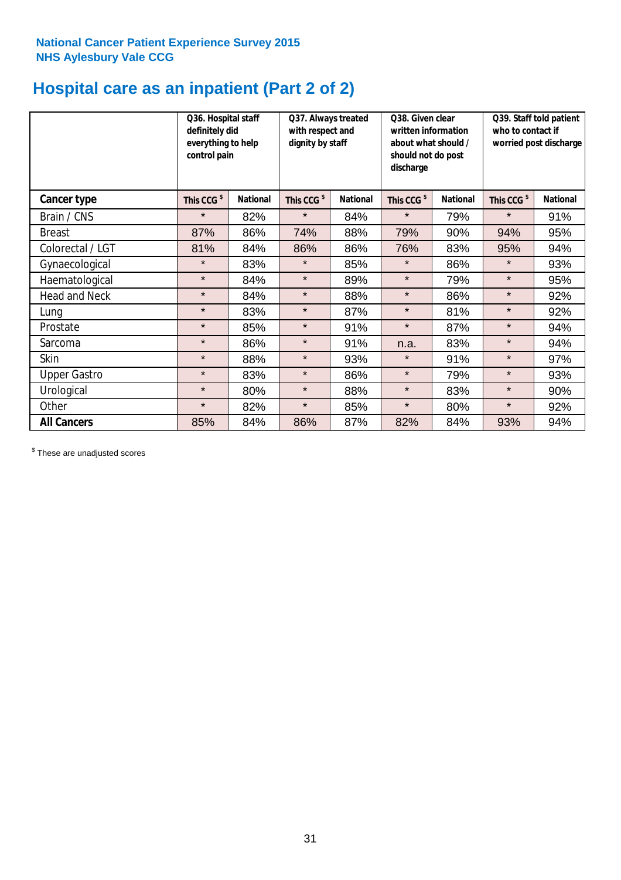National Cancer Patient Experience Survey 2015
NHS Aylesbury Vale CCG

# Hospital care as an inpatient (Part 2 of 2)

| | Q36. Hospital staff definitely did everything to help control pain | | Q37. Always treated with respect and dignity by staff | | Q38. Given clear written information about what should / should not do post discharge | | Q39. Staff told patient who to contact if worried post discharge | |
|---|---|---|---|---|---|---|---|---|
| **Cancer type** | This CCG $ | National | This CCG $ | National | This CCG $ | National | This CCG $ | National |
| Brain / CNS | * | 82% | * | 84% | * | 79% | * | 91% |
| Breast | 87% | 86% | 74% | 88% | 79% | 90% | 94% | 95% |
| Colorectal / LGT | 81% | 84% | 86% | 86% | 76% | 83% | 95% | 94% |
| Gynaecological | * | 83% | * | 85% | * | 86% | * | 93% |
| Haematological | * | 84% | * | 89% | * | 79% | * | 95% |
| Head and Neck | * | 84% | * | 88% | * | 86% | * | 92% |
| Lung | * | 83% | * | 87% | * | 81% | * | 92% |
| Prostate | * | 85% | * | 91% | * | 87% | * | 94% |
| Sarcoma | * | 86% | * | 91% | n.a. | 83% | * | 94% |
| Skin | * | 88% | * | 93% | * | 91% | * | 97% |
| Upper Gastro | * | 83% | * | 86% | * | 79% | * | 93% |
| Urological | * | 80% | * | 88% | * | 83% | * | 90% |
| Other | * | 82% | * | 85% | * | 80% | * | 92% |
| **All Cancers** | 85% | 84% | 86% | 87% | 82% | 84% | 93% | 94% |

$ These are unadjusted scores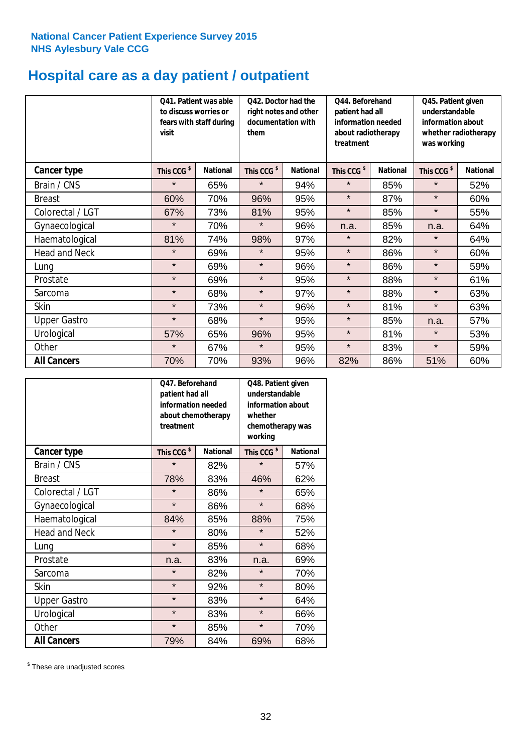**National Cancer Patient Experience Survey 2015**
**NHS Aylesbury Vale CCG**

# Hospital care as a day patient / outpatient

| | Q41. Patient was able to discuss worries or fears with staff during visit | | Q42. Doctor had the right notes and other documentation with them | | Q44. Beforehand patient had all information needed about radiotherapy treatment | | Q45. Patient given understandable information about whether radiotherapy was working | |
|---|---|---|---|---|---|---|---|---|
| **Cancer type** | **This CCG $** | **National** | **This CCG $** | **National** | **This CCG $** | **National** | **This CCG $** | **National** |
| Brain / CNS | * | 65% | * | 94% | * | 85% | * | 52% |
| Breast | 60% | 70% | 96% | 95% | * | 87% | * | 60% |
| Colorectal / LGT | 67% | 73% | 81% | 95% | * | 85% | * | 55% |
| Gynaecological | * | 70% | * | 96% | n.a. | 85% | n.a. | 64% |
| Haematological | 81% | 74% | 98% | 97% | * | 82% | * | 64% |
| Head and Neck | * | 69% | * | 95% | * | 86% | * | 60% |
| Lung | * | 69% | * | 96% | * | 86% | * | 59% |
| Prostate | * | 69% | * | 95% | * | 88% | * | 61% |
| Sarcoma | * | 68% | * | 97% | * | 88% | * | 63% |
| Skin | * | 73% | * | 96% | * | 81% | * | 63% |
| Upper Gastro | * | 68% | * | 95% | * | 85% | n.a. | 57% |
| Urological | 57% | 65% | 96% | 95% | * | 81% | * | 53% |
| Other | * | 67% | * | 95% | * | 83% | * | 59% |
| **All Cancers** | 70% | 70% | 93% | 96% | 82% | 86% | 51% | 60% |

| | Q47. Beforehand patient had all information needed about chemotherapy treatment | | Q48. Patient given understandable information about whether chemotherapy was working | |
|---|---|---|---|---|
| **Cancer type** | **This CCG $** | **National** | **This CCG $** | **National** |
| Brain / CNS | * | 82% | * | 57% |
| Breast | 78% | 83% | 46% | 62% |
| Colorectal / LGT | * | 86% | * | 65% |
| Gynaecological | * | 86% | * | 68% |
| Haematological | 84% | 85% | 88% | 75% |
| Head and Neck | * | 80% | * | 52% |
| Lung | * | 85% | * | 68% |
| Prostate | n.a. | 83% | n.a. | 69% |
| Sarcoma | * | 82% | * | 70% |
| Skin | * | 92% | * | 80% |
| Upper Gastro | * | 83% | * | 64% |
| Urological | * | 83% | * | 66% |
| Other | * | 85% | * | 70% |
| **All Cancers** | 79% | 84% | 69% | 68% |

$ These are unadjusted scores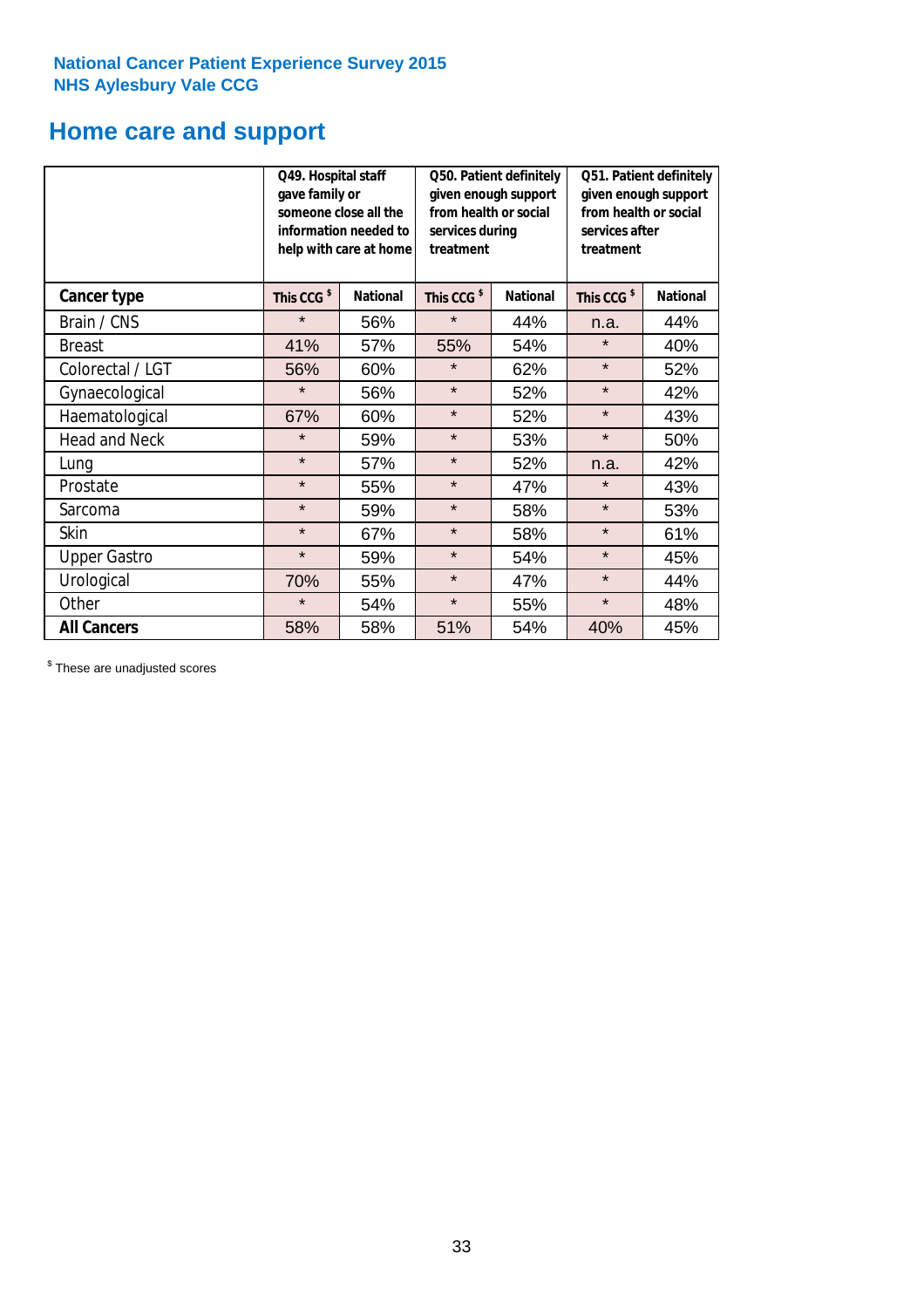National Cancer Patient Experience Survey 2015
NHS Aylesbury Vale CCG

## Home care and support

| | Q49. Hospital staff gave family or someone close all the information needed to help with care at home | | Q50. Patient definitely given enough support from health or social services during treatment | | Q51. Patient definitely given enough support from health or social services after treatment | |
|---|---|---|---|---|---|---|
| **Cancer type** | **This CCG $** | **National** | **This CCG $** | **National** | **This CCG $** | **National** |
| Brain / CNS | * | 56% | * | 44% | n.a. | 44% |
| Breast | 41% | 57% | 55% | 54% | * | 40% |
| Colorectal / LGT | 56% | 60% | * | 62% | * | 52% |
| Gynaecological | * | 56% | * | 52% | * | 42% |
| Haematological | 67% | 60% | * | 52% | * | 43% |
| Head and Neck | * | 59% | * | 53% | * | 50% |
| Lung | * | 57% | * | 52% | n.a. | 42% |
| Prostate | * | 55% | * | 47% | * | 43% |
| Sarcoma | * | 59% | * | 58% | * | 53% |
| Skin | * | 67% | * | 58% | * | 61% |
| Upper Gastro | * | 59% | * | 54% | * | 45% |
| Urological | 70% | 55% | * | 47% | * | 44% |
| Other | * | 54% | * | 55% | * | 48% |
| **All Cancers** | 58% | 58% | 51% | 54% | 40% | 45% |

$ These are unadjusted scores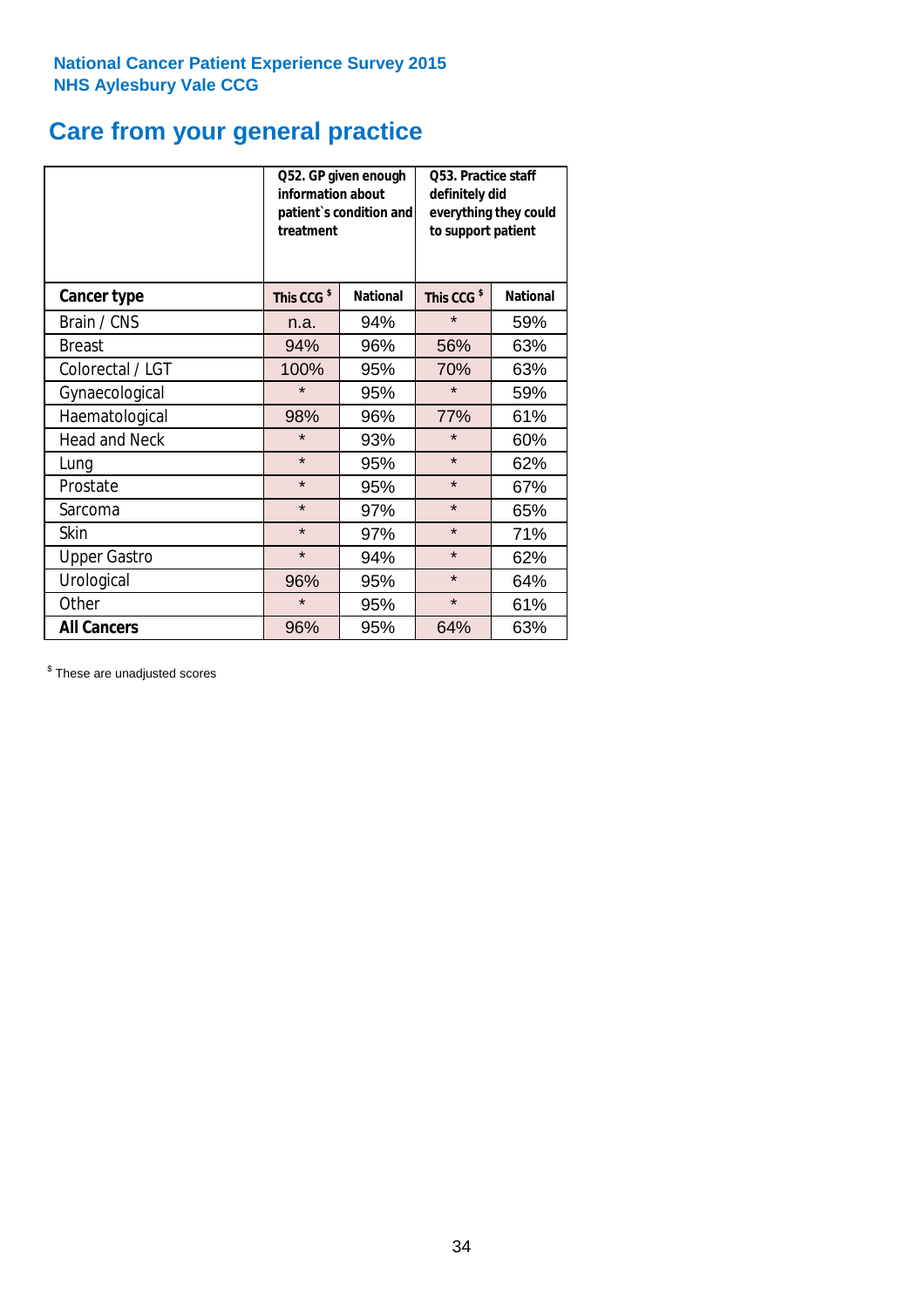National Cancer Patient Experience Survey 2015
NHS Aylesbury Vale CCG

## Care from your general practice

| | Q52. GP given enough information about patient`s condition and treatment | | Q53. Practice staff definitely did everything they could to support patient | |
|---|---|---|---|---|
| **Cancer type** | **This CCG $** | **National** | **This CCG $** | **National** |
| Brain / CNS | n.a. | 94% | * | 59% |
| Breast | 94% | 96% | 56% | 63% |
| Colorectal / LGT | 100% | 95% | 70% | 63% |
| Gynaecological | * | 95% | * | 59% |
| Haematological | 98% | 96% | 77% | 61% |
| Head and Neck | * | 93% | * | 60% |
| Lung | * | 95% | * | 62% |
| Prostate | * | 95% | * | 67% |
| Sarcoma | * | 97% | * | 65% |
| Skin | * | 97% | * | 71% |
| Upper Gastro | * | 94% | * | 62% |
| Urological | 96% | 95% | * | 64% |
| Other | * | 95% | * | 61% |
| **All Cancers** | 96% | 95% | 64% | 63% |

$ These are unadjusted scores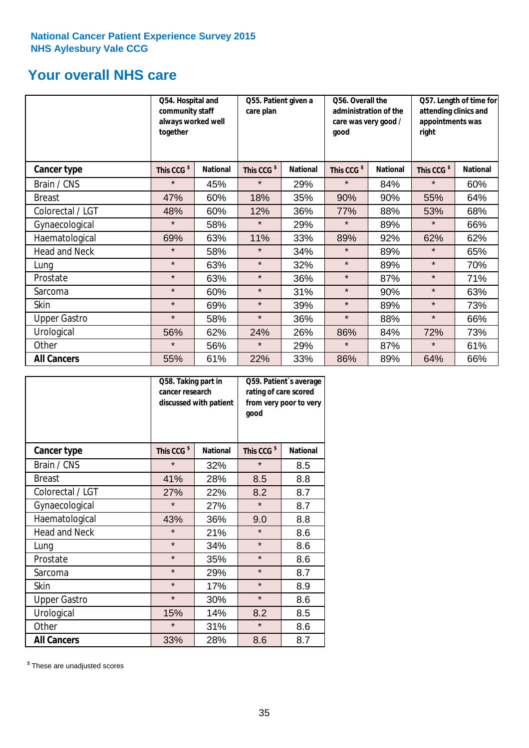**National Cancer Patient Experience Survey 2015**
**NHS Aylesbury Vale CCG**

# Your overall NHS care

| | Q54. Hospital and community staff always worked well together | | Q55. Patient given a care plan | | Q56. Overall the administration of the care was very good / good | | Q57. Length of time for attending clinics and appointments was right | |
|---|---|---|---|---|---|---|---|---|
| **Cancer type** | **This CCG $** | **National** | **This CCG $** | **National** | **This CCG $** | **National** | **This CCG $** | **National** |
| Brain / CNS | * | 45% | * | 29% | * | 84% | * | 60% |
| Breast | 47% | 60% | 18% | 35% | 90% | 90% | 55% | 64% |
| Colorectal / LGT | 48% | 60% | 12% | 36% | 77% | 88% | 53% | 68% |
| Gynaecological | * | 58% | * | 29% | * | 89% | * | 66% |
| Haematological | 69% | 63% | 11% | 33% | 89% | 92% | 62% | 62% |
| Head and Neck | * | 58% | * | 34% | * | 89% | * | 65% |
| Lung | * | 63% | * | 32% | * | 89% | * | 70% |
| Prostate | * | 63% | * | 36% | * | 87% | * | 71% |
| Sarcoma | * | 60% | * | 31% | * | 90% | * | 63% |
| Skin | * | 69% | * | 39% | * | 89% | * | 73% |
| Upper Gastro | * | 58% | * | 36% | * | 88% | * | 66% |
| Urological | 56% | 62% | 24% | 26% | 86% | 84% | 72% | 73% |
| Other | * | 56% | * | 29% | * | 87% | * | 61% |
| **All Cancers** | 55% | 61% | 22% | 33% | 86% | 89% | 64% | 66% |

| | Q58. Taking part in cancer research discussed with patient | | Q59. Patient`s average rating of care scored from very poor to very good | |
|---|---|---|---|---|
| **Cancer type** | **This CCG $** | **National** | **This CCG $** | **National** |
| Brain / CNS | * | 32% | * | 8.5 |
| Breast | 41% | 28% | 8.5 | 8.8 |
| Colorectal / LGT | 27% | 22% | 8.2 | 8.7 |
| Gynaecological | * | 27% | * | 8.7 |
| Haematological | 43% | 36% | 9.0 | 8.8 |
| Head and Neck | * | 21% | * | 8.6 |
| Lung | * | 34% | * | 8.6 |
| Prostate | * | 35% | * | 8.6 |
| Sarcoma | * | 29% | * | 8.7 |
| Skin | * | 17% | * | 8.9 |
| Upper Gastro | * | 30% | * | 8.6 |
| Urological | 15% | 14% | 8.2 | 8.5 |
| Other | * | 31% | * | 8.6 |
| **All Cancers** | 33% | 28% | 8.6 | 8.7 |

$ These are unadjusted scores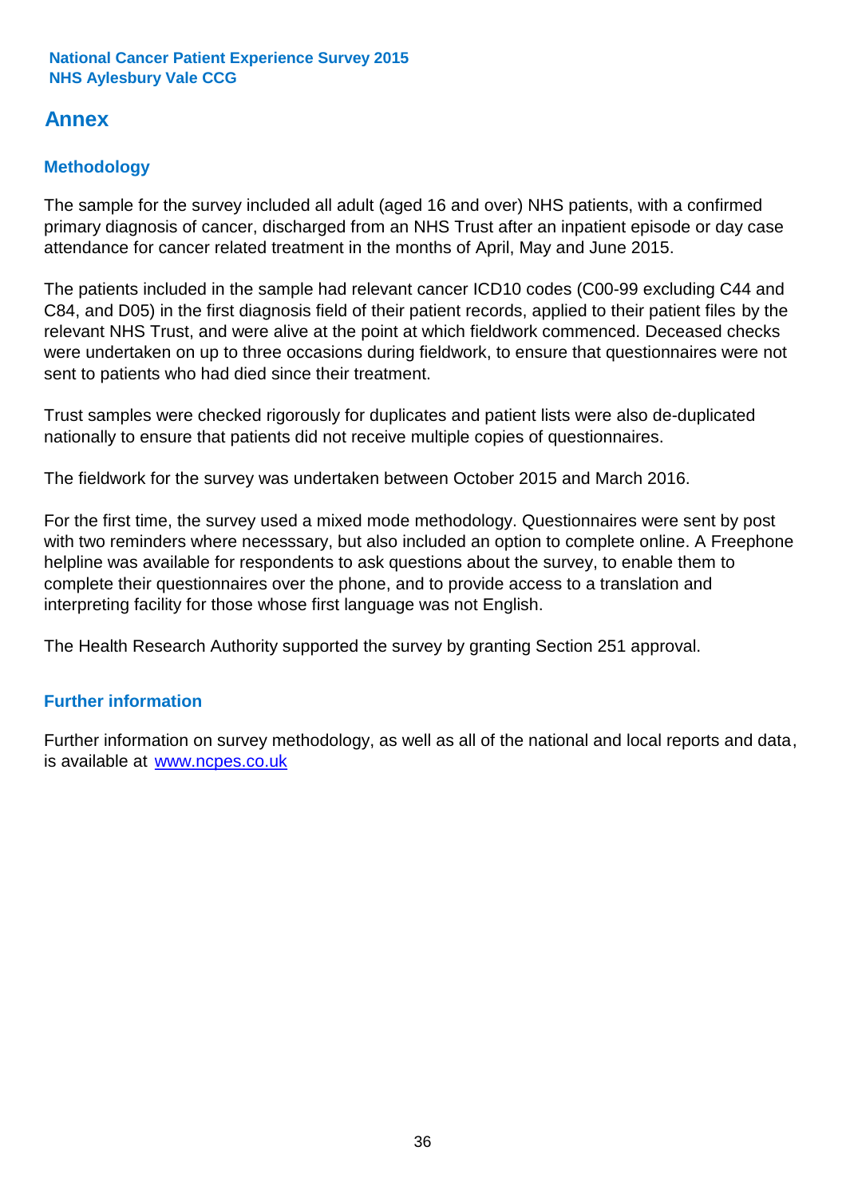National Cancer Patient Experience Survey 2015
NHS Aylesbury Vale CCG

# Annex

## Methodology

The sample for the survey included all adult (aged 16 and over) NHS patients, with a confirmed primary diagnosis of cancer, discharged from an NHS Trust after an inpatient episode or day case attendance for cancer related treatment in the months of April, May and June 2015.

The patients included in the sample had relevant cancer ICD10 codes (C00-99 excluding C44 and C84, and D05) in the first diagnosis field of their patient records, applied to their patient files by the relevant NHS Trust, and were alive at the point at which fieldwork commenced. Deceased checks were undertaken on up to three occasions during fieldwork, to ensure that questionnaires were not sent to patients who had died since their treatment.

Trust samples were checked rigorously for duplicates and patient lists were also de-duplicated nationally to ensure that patients did not receive multiple copies of questionnaires.

The fieldwork for the survey was undertaken between October 2015 and March 2016.

For the first time, the survey used a mixed mode methodology. Questionnaires were sent by post with two reminders where necesssary, but also included an option to complete online. A Freephone helpline was available for respondents to ask questions about the survey, to enable them to complete their questionnaires over the phone, and to provide access to a translation and interpreting facility for those whose first language was not English.

The Health Research Authority supported the survey by granting Section 251 approval.

## Further information

Further information on survey methodology, as well as all of the national and local reports and data, is available at [www.ncpes.co.uk](http://www.ncpes.co.uk)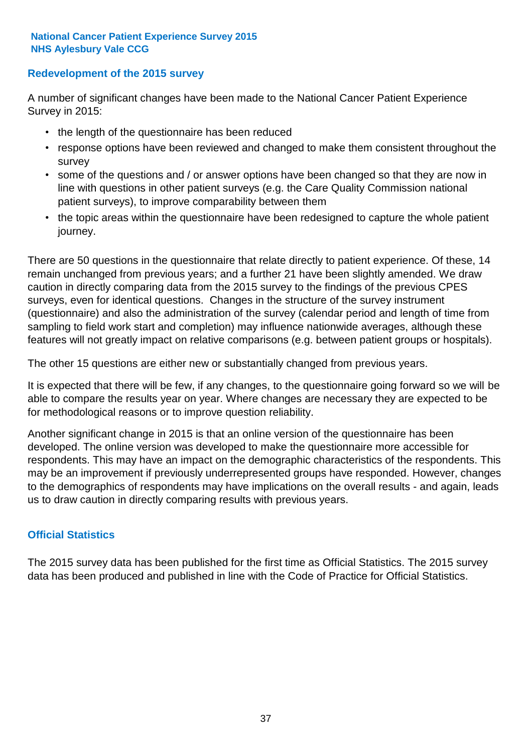## Redevelopment of the 2015 survey

A number of significant changes have been made to the National Cancer Patient Experience Survey in 2015:

- the length of the questionnaire has been reduced
- response options have been reviewed and changed to make them consistent throughout the survey
- some of the questions and / or answer options have been changed so that they are now in line with questions in other patient surveys (e.g. the Care Quality Commission national patient surveys), to improve comparability between them
- the topic areas within the questionnaire have been redesigned to capture the whole patient journey.

There are 50 questions in the questionnaire that relate directly to patient experience. Of these, 14 remain unchanged from previous years; and a further 21 have been slightly amended. We draw caution in directly comparing data from the 2015 survey to the findings of the previous CPES surveys, even for identical questions. Changes in the structure of the survey instrument (questionnaire) and also the administration of the survey (calendar period and length of time from sampling to field work start and completion) may influence nationwide averages, although these features will not greatly impact on relative comparisons (e.g. between patient groups or hospitals).

The other 15 questions are either new or substantially changed from previous years.

It is expected that there will be few, if any changes, to the questionnaire going forward so we will be able to compare the results year on year. Where changes are necessary they are expected to be for methodological reasons or to improve question reliability.

Another significant change in 2015 is that an online version of the questionnaire has been developed. The online version was developed to make the questionnaire more accessible for respondents. This may have an impact on the demographic characteristics of the respondents. This may be an improvement if previously underrepresented groups have responded. However, changes to the demographics of respondents may have implications on the overall results - and again, leads us to draw caution in directly comparing results with previous years.

## Official Statistics

The 2015 survey data has been published for the first time as Official Statistics. The 2015 survey data has been produced and published in line with the Code of Practice for Official Statistics.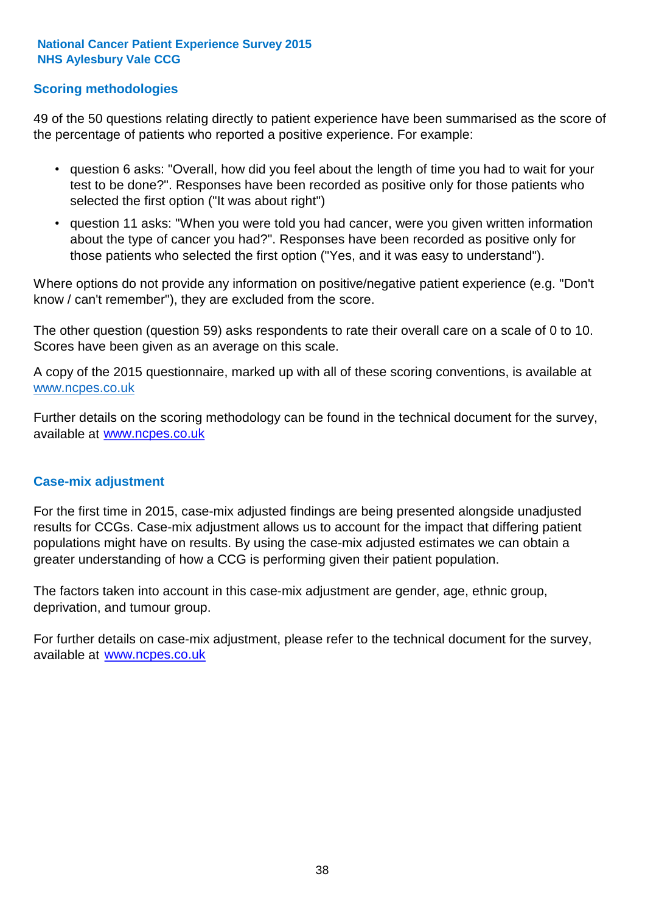## Scoring methodologies

49 of the 50 questions relating directly to patient experience have been summarised as the score of the percentage of patients who reported a positive experience. For example:

- question 6 asks: "Overall, how did you feel about the length of time you had to wait for your test to be done?". Responses have been recorded as positive only for those patients who selected the first option ("It was about right")
- question 11 asks: "When you were told you had cancer, were you given written information about the type of cancer you had?". Responses have been recorded as positive only for those patients who selected the first option ("Yes, and it was easy to understand").

Where options do not provide any information on positive/negative patient experience (e.g. "Don't know / can't remember"), they are excluded from the score.

The other question (question 59) asks respondents to rate their overall care on a scale of 0 to 10. Scores have been given as an average on this scale.

A copy of the 2015 questionnaire, marked up with all of these scoring conventions, is available at www.ncpes.co.uk

Further details on the scoring methodology can be found in the technical document for the survey, available at www.ncpes.co.uk

## Case-mix adjustment

For the first time in 2015, case-mix adjusted findings are being presented alongside unadjusted results for CCGs. Case-mix adjustment allows us to account for the impact that differing patient populations might have on results. By using the case-mix adjusted estimates we can obtain a greater understanding of how a CCG is performing given their patient population.

The factors taken into account in this case-mix adjustment are gender, age, ethnic group, deprivation, and tumour group.

For further details on case-mix adjustment, please refer to the technical document for the survey, available at www.ncpes.co.uk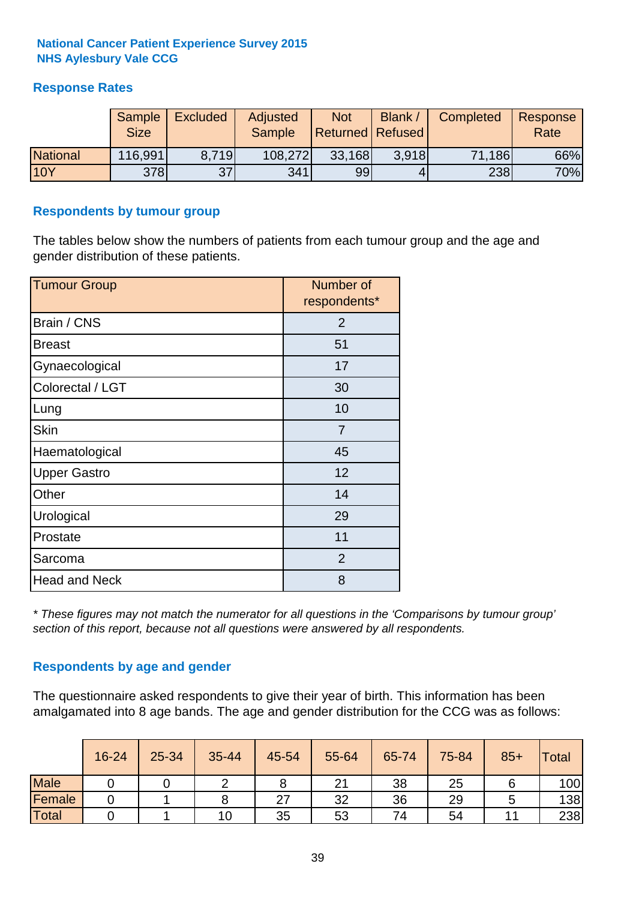**National Cancer Patient Experience Survey 2015**
**NHS Aylesbury Vale CCG**

## Response Rates

| | Sample Size | Excluded | Adjusted Sample | Not Returned | Blank / Refused | Completed | Response Rate |
|---|---|---|---|---|---|---|---|
| National | 116,991 | 8,719 | 108,272 | 33,168 | 3,918 | 71,186 | 66% |
| 10Y | 378 | 37 | 341 | 99 | 4 | 238 | 70% |

## Respondents by tumour group

The tables below show the numbers of patients from each tumour group and the age and gender distribution of these patients.

| Tumour Group | Number of respondents* |
|---|---|
| Brain / CNS | 2 |
| Breast | 51 |
| Gynaecological | 17 |
| Colorectal / LGT | 30 |
| Lung | 10 |
| Skin | 7 |
| Haematological | 45 |
| Upper Gastro | 12 |
| Other | 14 |
| Urological | 29 |
| Prostate | 11 |
| Sarcoma | 2 |
| Head and Neck | 8 |

*\* These figures may not match the numerator for all questions in the 'Comparisons by tumour group' section of this report, because not all questions were answered by all respondents.*

## Respondents by age and gender

The questionnaire asked respondents to give their year of birth. This information has been amalgamated into 8 age bands. The age and gender distribution for the CCG was as follows:

| | 16-24 | 25-34 | 35-44 | 45-54 | 55-64 | 65-74 | 75-84 | 85+ | Total |
|---|---|---|---|---|---|---|---|---|---|
| Male | 0 | 0 | 2 | 8 | 21 | 38 | 25 | 6 | 100 |
| Female | 0 | 1 | 8 | 27 | 32 | 36 | 29 | 5 | 138 |
| Total | 0 | 1 | 10 | 35 | 53 | 74 | 54 | 11 | 238 |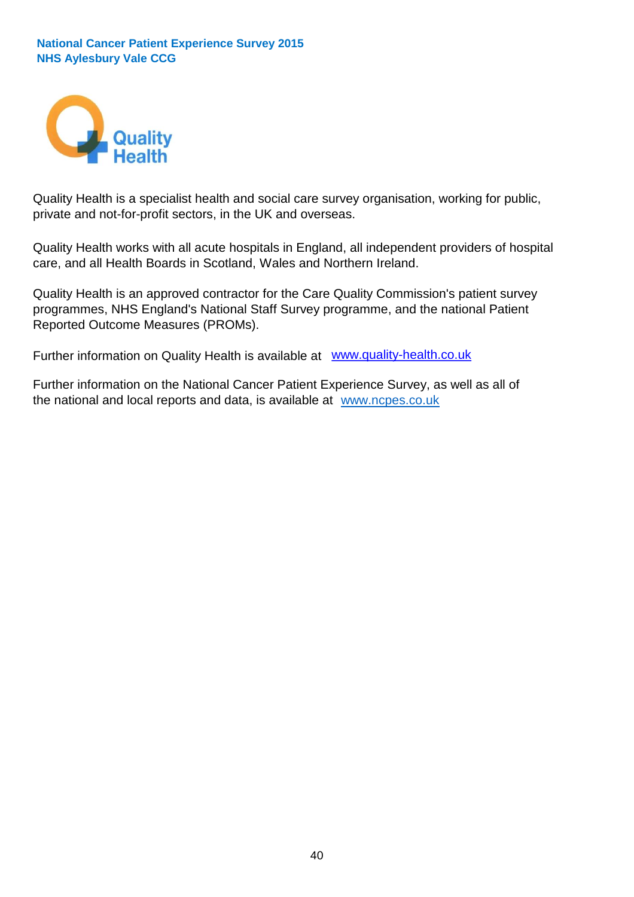Quality Health is a specialist health and social care survey organisation, working for public, private and not-for-profit sectors, in the UK and overseas.

Quality Health works with all acute hospitals in England, all independent providers of hospital care, and all Health Boards in Scotland, Wales and Northern Ireland.

Quality Health is an approved contractor for the Care Quality Commission's patient survey programmes, NHS England's National Staff Survey programme, and the national Patient Reported Outcome Measures (PROMs).

Further information on Quality Health is available at [www.quality-health.co.uk](http://www.quality-health.co.uk)

Further information on the National Cancer Patient Experience Survey, as well as all of the national and local reports and data, is available at [www.ncpes.co.uk](http://www.ncpes.co.uk)